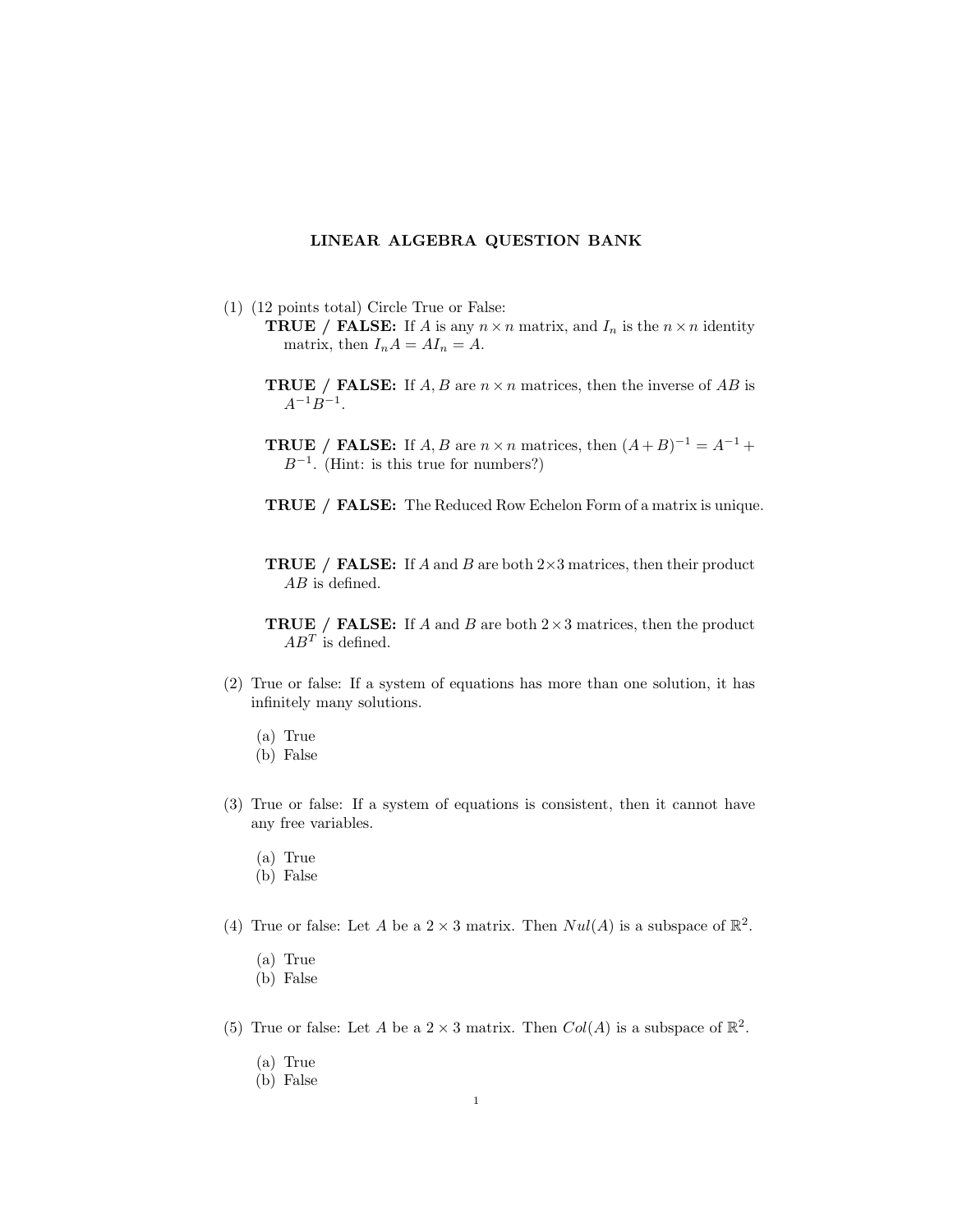# LINEAR ALGEBRA QUESTION BANK

(1) (12 points total) Circle True or False:

**TRUE / FALSE:** If $A$ is any $n \times n$ matrix, and $I_n$ is the $n \times n$ identity matrix, then $I_n A = A I_n = A$.

**TRUE / FALSE:** If $A, B$ are $n \times n$ matrices, then the inverse of $AB$ is $A^{-1}B^{-1}$.

**TRUE / FALSE:** If $A, B$ are $n \times n$ matrices, then $(A + B)^{-1} = A^{-1} + B^{-1}$. (Hint: is this true for numbers?)

**TRUE / FALSE:** The Reduced Row Echelon Form of a matrix is unique.

**TRUE / FALSE:** If $A$ and $B$ are both $2 \times 3$ matrices, then their product $AB$ is defined.

**TRUE / FALSE:** If $A$ and $B$ are both $2 \times 3$ matrices, then the product $AB^T$ is defined.

(2) True or false: If a system of equations has more than one solution, it has infinitely many solutions.

(a) True
(b) False

(3) True or false: If a system of equations is consistent, then it cannot have any free variables.

(a) True
(b) False

(4) True or false: Let $A$ be a $2 \times 3$ matrix. Then $Nul(A)$ is a subspace of $\mathbb{R}^2$.

(a) True
(b) False

(5) True or false: Let $A$ be a $2 \times 3$ matrix. Then $Col(A)$ is a subspace of $\mathbb{R}^2$.

(a) True
(b) False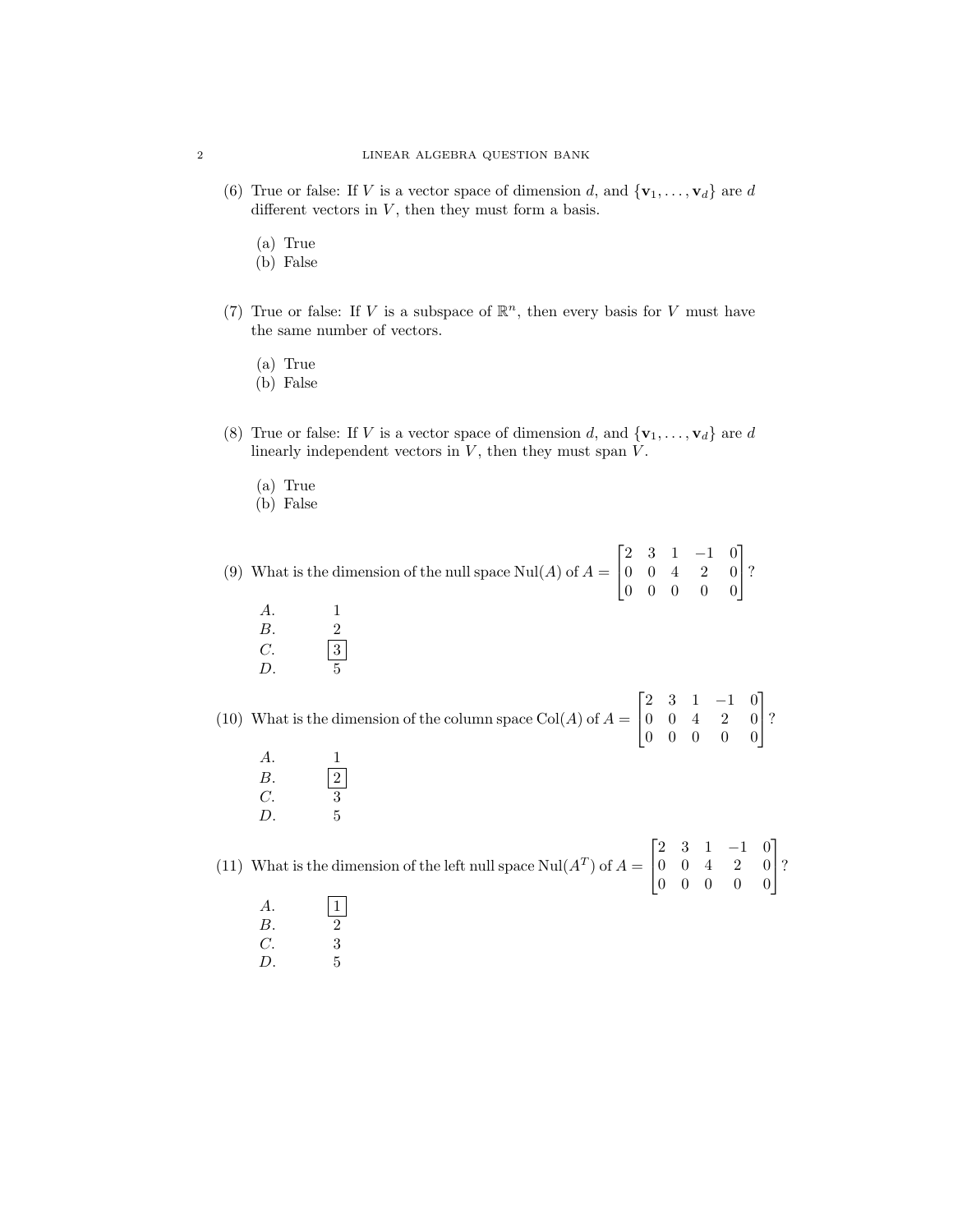(6) True or false: If $V$ is a vector space of dimension $d$, and $\{\mathbf{v}_1, \ldots, \mathbf{v}_d\}$ are $d$ different vectors in $V$, then they must form a basis.

- (a) True
- (b) False

(7) True or false: If $V$ is a subspace of $\mathbb{R}^n$, then every basis for $V$ must have the same number of vectors.

- (a) True
- (b) False

(8) True or false: If $V$ is a vector space of dimension $d$, and $\{\mathbf{v}_1, \ldots, \mathbf{v}_d\}$ are $d$ linearly independent vectors in $V$, then they must span $V$.

- (a) True
- (b) False

(9) What is the dimension of the null space $\text{Nul}(A)$ of $A = \begin{bmatrix} 2 & 3 & 1 & -1 & 0 \\ 0 & 0 & 4 & 2 & 0 \\ 0 & 0 & 0 & 0 & 0 \end{bmatrix}$?

- $A.$ 1
- $B.$ 2
- $C.$ $\boxed{3}$
- $D.$ 5

(10) What is the dimension of the column space $\text{Col}(A)$ of $A = \begin{bmatrix} 2 & 3 & 1 & -1 & 0 \\ 0 & 0 & 4 & 2 & 0 \\ 0 & 0 & 0 & 0 & 0 \end{bmatrix}$?

- $A.$ 1
- $B.$ $\boxed{2}$
- $C.$ 3
- $D.$ 5

(11) What is the dimension of the left null space $\text{Nul}(A^T)$ of $A = \begin{bmatrix} 2 & 3 & 1 & -1 & 0 \\ 0 & 0 & 4 & 2 & 0 \\ 0 & 0 & 0 & 0 & 0 \end{bmatrix}$?

- $A.$ $\boxed{1}$
- $B.$ 2
- $C.$ 3
- $D.$ 5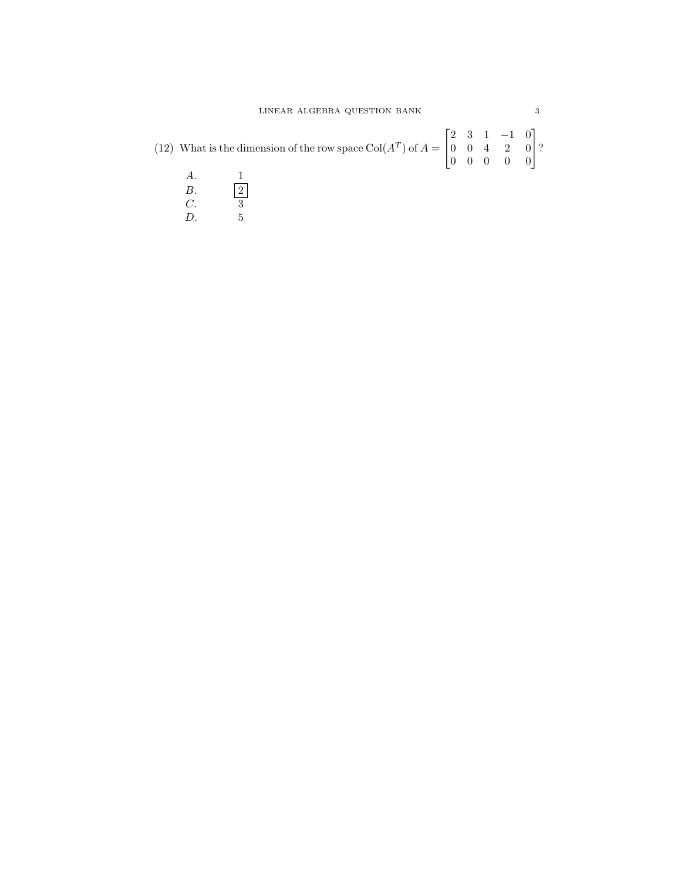(12) What is the dimension of the row space $\text{Col}(A^T)$ of $A = \begin{bmatrix} 2 & 3 & 1 & -1 & 0 \\ 0 & 0 & 4 & 2 & 0 \\ 0 & 0 & 0 & 0 & 0 \end{bmatrix}$?

- $A.$ 1
- $B.$ $\boxed{2}$
- $C.$ 3
- $D.$ 5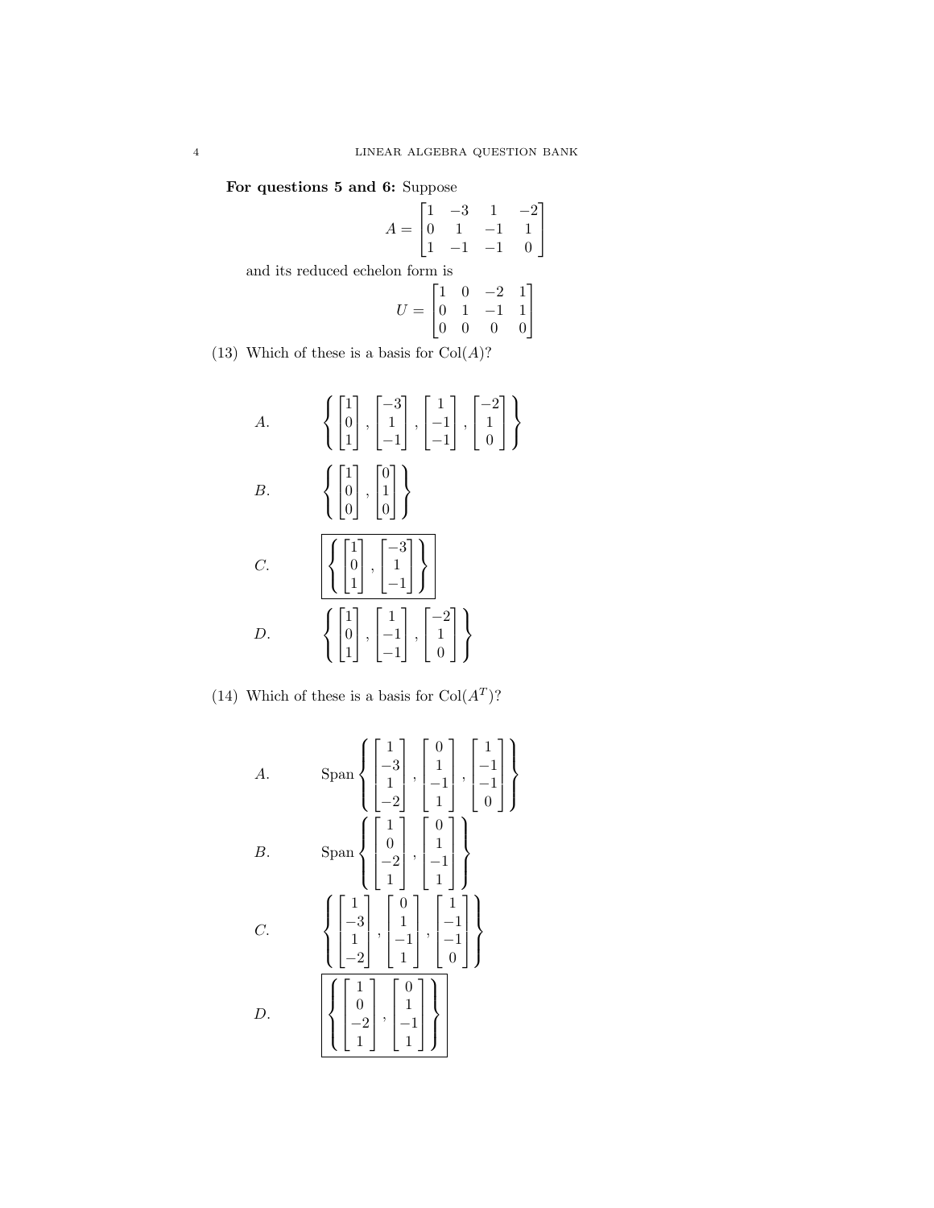**For questions 5 and 6:** Suppose

$$A = \begin{bmatrix} 1 & -3 & 1 & -2 \\ 0 & 1 & -1 & 1 \\ 1 & -1 & -1 & 0 \end{bmatrix}$$

and its reduced echelon form is

$$U = \begin{bmatrix} 1 & 0 & -2 & 1 \\ 0 & 1 & -1 & 1 \\ 0 & 0 & 0 & 0 \end{bmatrix}$$

(13) Which of these is a basis for $\text{Col}(A)$?

$A.$ $\left\{ \begin{bmatrix} 1 \\ 0 \\ 1 \end{bmatrix}, \begin{bmatrix} -3 \\ 1 \\ -1 \end{bmatrix}, \begin{bmatrix} 1 \\ -1 \\ -1 \end{bmatrix}, \begin{bmatrix} -2 \\ 1 \\ 0 \end{bmatrix} \right\}$

$B.$ $\left\{ \begin{bmatrix} 1 \\ 0 \\ 0 \end{bmatrix}, \begin{bmatrix} 0 \\ 1 \\ 0 \end{bmatrix} \right\}$

$C.$ $\boxed{\left\{ \begin{bmatrix} 1 \\ 0 \\ 1 \end{bmatrix}, \begin{bmatrix} -3 \\ 1 \\ -1 \end{bmatrix} \right\}}$

$D.$ $\left\{ \begin{bmatrix} 1 \\ 0 \\ 1 \end{bmatrix}, \begin{bmatrix} 1 \\ -1 \\ -1 \end{bmatrix}, \begin{bmatrix} -2 \\ 1 \\ 0 \end{bmatrix} \right\}$

(14) Which of these is a basis for $\text{Col}(A^T)$?

$A.$ $\text{Span}\left\{ \begin{bmatrix} 1 \\ -3 \\ 1 \\ -2 \end{bmatrix}, \begin{bmatrix} 0 \\ 1 \\ -1 \\ 1 \end{bmatrix}, \begin{bmatrix} 1 \\ -1 \\ -1 \\ 0 \end{bmatrix} \right\}$

$B.$ $\text{Span}\left\{ \begin{bmatrix} 1 \\ 0 \\ -2 \\ 1 \end{bmatrix}, \begin{bmatrix} 0 \\ 1 \\ -1 \\ 1 \end{bmatrix} \right\}$

$C.$ $\left\{ \begin{bmatrix} 1 \\ -3 \\ 1 \\ -2 \end{bmatrix}, \begin{bmatrix} 0 \\ 1 \\ -1 \\ 1 \end{bmatrix}, \begin{bmatrix} 1 \\ -1 \\ -1 \\ 0 \end{bmatrix} \right\}$

$D.$ $\boxed{\left\{ \begin{bmatrix} 1 \\ 0 \\ -2 \\ 1 \end{bmatrix}, \begin{bmatrix} 0 \\ 1 \\ -1 \\ 1 \end{bmatrix} \right\}}$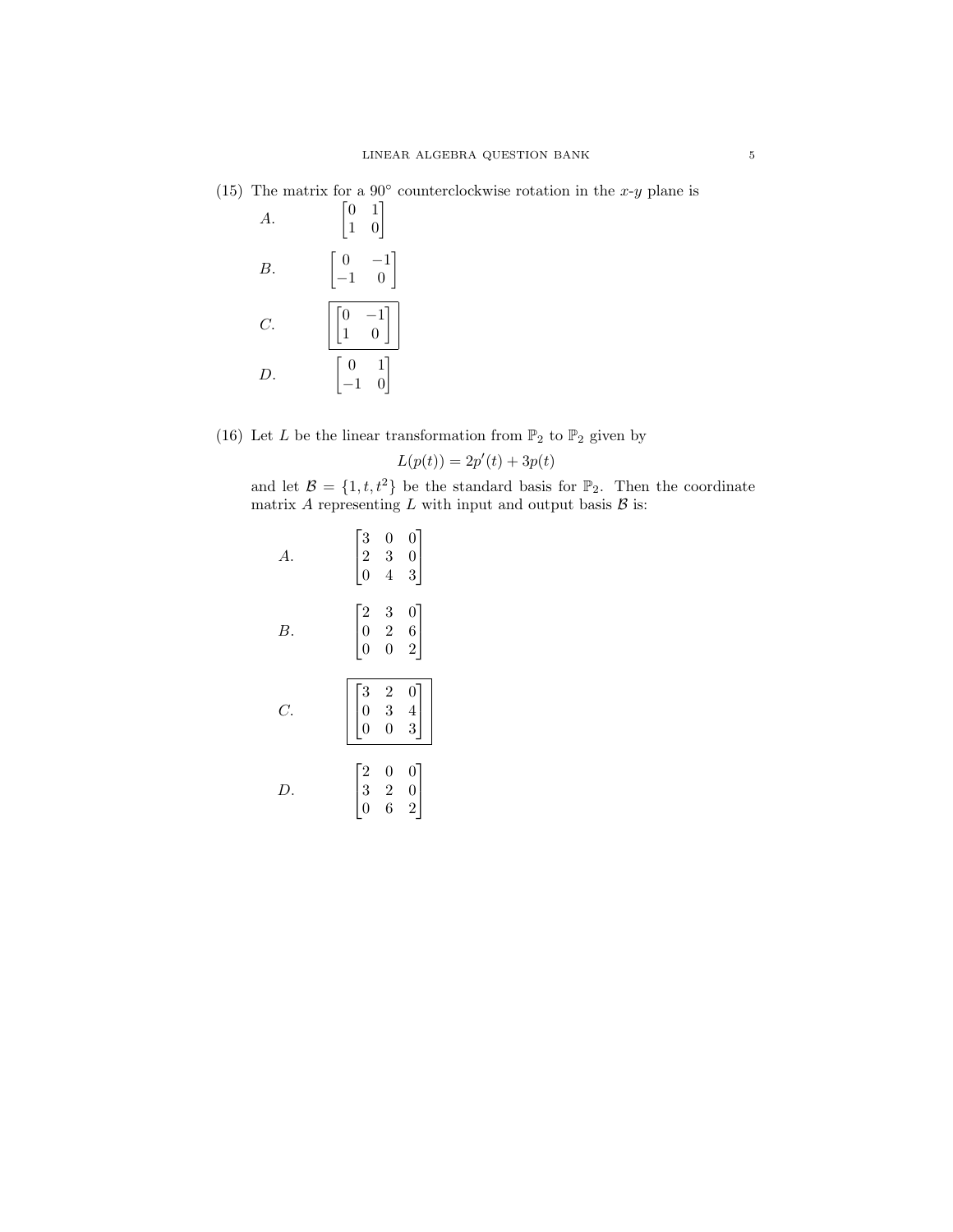(15) The matrix for a $90^\circ$ counterclockwise rotation in the $x$-$y$ plane is

$A.$ $\begin{bmatrix} 0 & 1 \\ 1 & 0 \end{bmatrix}$

$B.$ $\begin{bmatrix} 0 & -1 \\ -1 & 0 \end{bmatrix}$

$C.$ $\boxed{\begin{bmatrix} 0 & -1 \\ 1 & 0 \end{bmatrix}}$

$D.$ $\begin{bmatrix} 0 & 1 \\ -1 & 0 \end{bmatrix}$

(16) Let $L$ be the linear transformation from $\mathbb{P}_2$ to $\mathbb{P}_2$ given by

$$L(p(t)) = 2p'(t) + 3p(t)$$

and let $\mathcal{B} = \{1, t, t^2\}$ be the standard basis for $\mathbb{P}_2$. Then the coordinate matrix $A$ representing $L$ with input and output basis $\mathcal{B}$ is:

$A.$ $\begin{bmatrix} 3 & 0 & 0 \\ 2 & 3 & 0 \\ 0 & 4 & 3 \end{bmatrix}$

$B.$ $\begin{bmatrix} 2 & 3 & 0 \\ 0 & 2 & 6 \\ 0 & 0 & 2 \end{bmatrix}$

$C.$ $\boxed{\begin{bmatrix} 3 & 2 & 0 \\ 0 & 3 & 4 \\ 0 & 0 & 3 \end{bmatrix}}$

$D.$ $\begin{bmatrix} 2 & 0 & 0 \\ 3 & 2 & 0 \\ 0 & 6 & 2 \end{bmatrix}$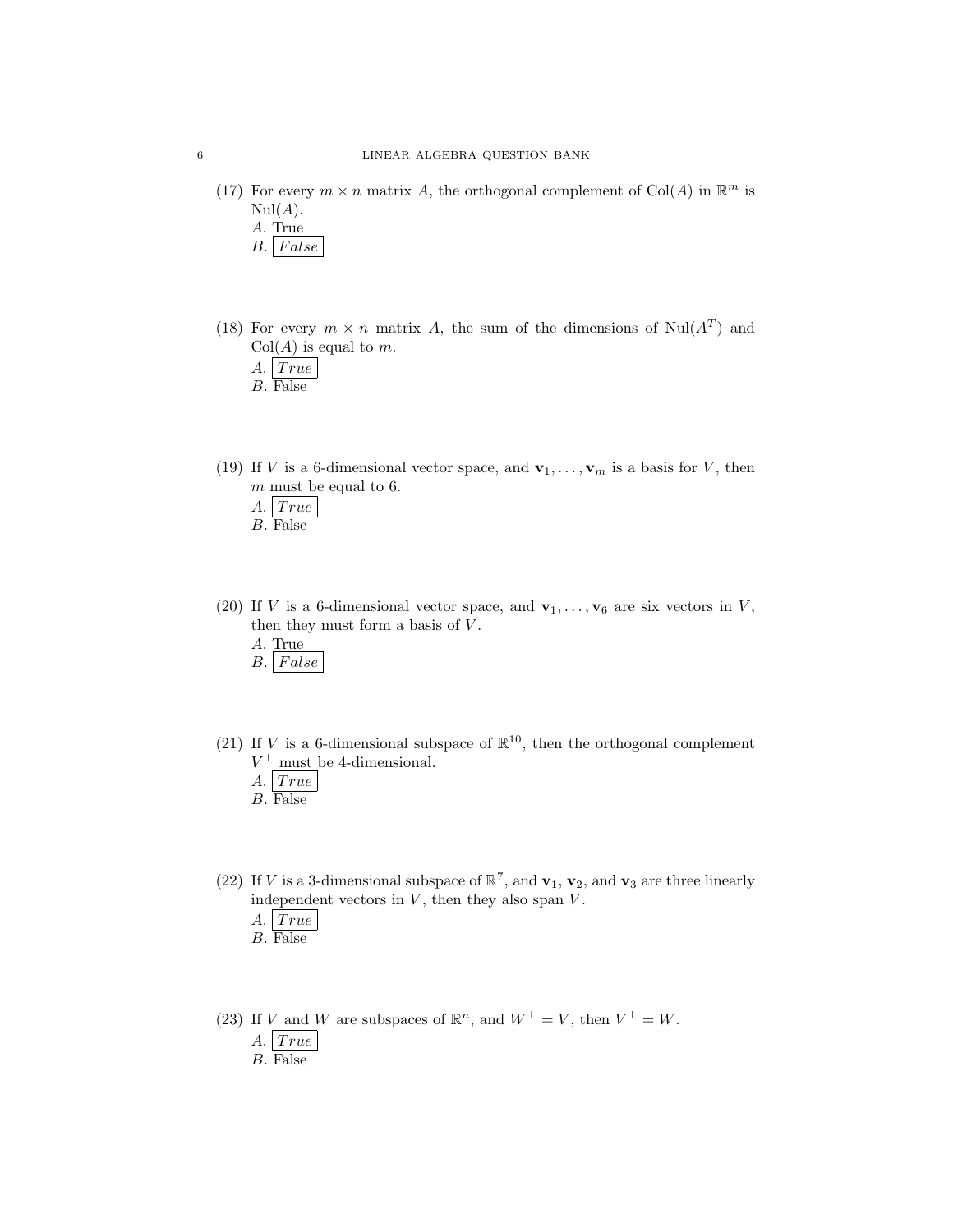(17) For every $m \times n$ matrix $A$, the orthogonal complement of $\mathrm{Col}(A)$ in $\mathbb{R}^m$ is $\mathrm{Nul}(A)$.
*A*. True
*B*. **[*False*]**

(18) For every $m \times n$ matrix $A$, the sum of the dimensions of $\mathrm{Nul}(A^T)$ and $\mathrm{Col}(A)$ is equal to $m$.
*A*. **[*True*]**
*B*. False

(19) If $V$ is a 6-dimensional vector space, and $\mathbf{v}_1, \ldots, \mathbf{v}_m$ is a basis for $V$, then $m$ must be equal to 6.
*A*. **[*True*]**
*B*. False

(20) If $V$ is a 6-dimensional vector space, and $\mathbf{v}_1, \ldots, \mathbf{v}_6$ are six vectors in $V$, then they must form a basis of $V$.
*A*. True
*B*. **[*False*]**

(21) If $V$ is a 6-dimensional subspace of $\mathbb{R}^{10}$, then the orthogonal complement $V^\perp$ must be 4-dimensional.
*A*. **[*True*]**
*B*. False

(22) If $V$ is a 3-dimensional subspace of $\mathbb{R}^7$, and $\mathbf{v}_1$, $\mathbf{v}_2$, and $\mathbf{v}_3$ are three linearly independent vectors in $V$, then they also span $V$.
*A*. **[*True*]**
*B*. False

(23) If $V$ and $W$ are subspaces of $\mathbb{R}^n$, and $W^\perp = V$, then $V^\perp = W$.
*A*. **[*True*]**
*B*. False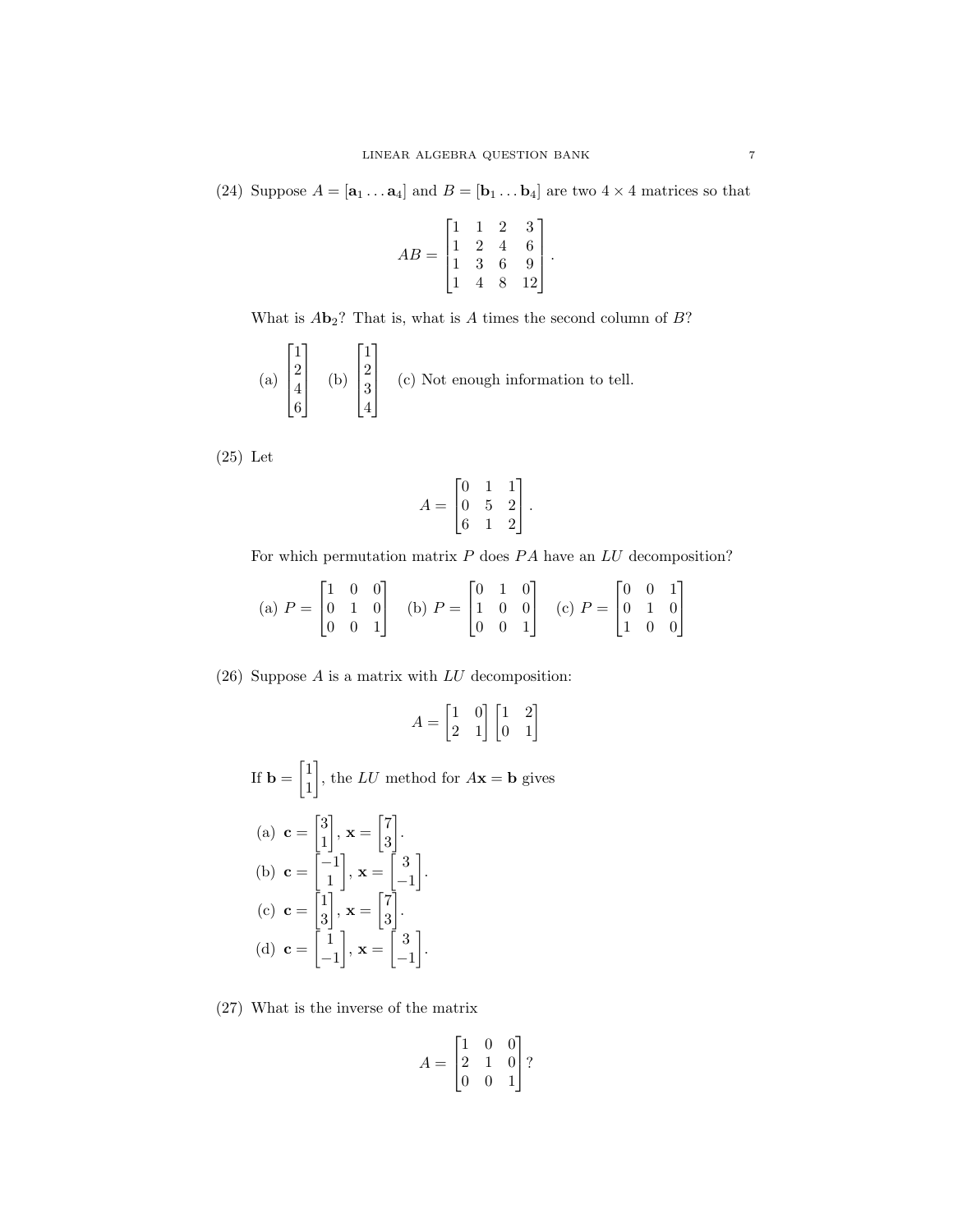(24) Suppose $A = [\mathbf{a}_1 \dots \mathbf{a}_4]$ and $B = [\mathbf{b}_1 \dots \mathbf{b}_4]$ are two $4 \times 4$ matrices so that

$$AB = \begin{bmatrix} 1 & 1 & 2 & 3 \\ 1 & 2 & 4 & 6 \\ 1 & 3 & 6 & 9 \\ 1 & 4 & 8 & 12 \end{bmatrix}.$$

What is $A\mathbf{b}_2$? That is, what is $A$ times the second column of $B$?

(a) $\begin{bmatrix} 1 \\ 2 \\ 4 \\ 6 \end{bmatrix}$ (b) $\begin{bmatrix} 1 \\ 2 \\ 3 \\ 4 \end{bmatrix}$ (c) Not enough information to tell.

(25) Let

$$A = \begin{bmatrix} 0 & 1 & 1 \\ 0 & 5 & 2 \\ 6 & 1 & 2 \end{bmatrix}.$$

For which permutation matrix $P$ does $PA$ have an $LU$ decomposition?

(a) $P = \begin{bmatrix} 1 & 0 & 0 \\ 0 & 1 & 0 \\ 0 & 0 & 1 \end{bmatrix}$ (b) $P = \begin{bmatrix} 0 & 1 & 0 \\ 1 & 0 & 0 \\ 0 & 0 & 1 \end{bmatrix}$ (c) $P = \begin{bmatrix} 0 & 0 & 1 \\ 0 & 1 & 0 \\ 1 & 0 & 0 \end{bmatrix}$

(26) Suppose $A$ is a matrix with $LU$ decomposition:

$$A = \begin{bmatrix} 1 & 0 \\ 2 & 1 \end{bmatrix} \begin{bmatrix} 1 & 2 \\ 0 & 1 \end{bmatrix}$$

If $\mathbf{b} = \begin{bmatrix} 1 \\ 1 \end{bmatrix}$, the $LU$ method for $A\mathbf{x} = \mathbf{b}$ gives

(a) $\mathbf{c} = \begin{bmatrix} 3 \\ 1 \end{bmatrix}$, $\mathbf{x} = \begin{bmatrix} 7 \\ 3 \end{bmatrix}$.

(b) $\mathbf{c} = \begin{bmatrix} -1 \\ 1 \end{bmatrix}$, $\mathbf{x} = \begin{bmatrix} 3 \\ -1 \end{bmatrix}$.

(c) $\mathbf{c} = \begin{bmatrix} 1 \\ 3 \end{bmatrix}$, $\mathbf{x} = \begin{bmatrix} 7 \\ 3 \end{bmatrix}$.

(d) $\mathbf{c} = \begin{bmatrix} 1 \\ -1 \end{bmatrix}$, $\mathbf{x} = \begin{bmatrix} 3 \\ -1 \end{bmatrix}$.

(27) What is the inverse of the matrix

$$A = \begin{bmatrix} 1 & 0 & 0 \\ 2 & 1 & 0 \\ 0 & 0 & 1 \end{bmatrix}?$$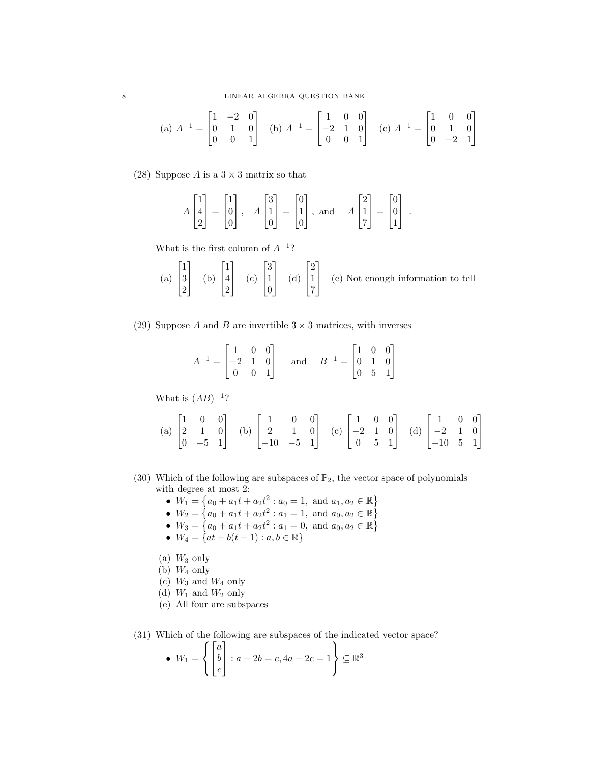(a) $A^{-1} = \begin{bmatrix} 1 & -2 & 0 \\ 0 & 1 & 0 \\ 0 & 0 & 1 \end{bmatrix}$ (b) $A^{-1} = \begin{bmatrix} 1 & 0 & 0 \\ -2 & 1 & 0 \\ 0 & 0 & 1 \end{bmatrix}$ (c) $A^{-1} = \begin{bmatrix} 1 & 0 & 0 \\ 0 & 1 & 0 \\ 0 & -2 & 1 \end{bmatrix}$

(28) Suppose $A$ is a $3 \times 3$ matrix so that

$$A \begin{bmatrix} 1 \\ 4 \\ 2 \end{bmatrix} = \begin{bmatrix} 1 \\ 0 \\ 0 \end{bmatrix}, \quad A \begin{bmatrix} 3 \\ 1 \\ 0 \end{bmatrix} = \begin{bmatrix} 0 \\ 1 \\ 0 \end{bmatrix}, \text{ and } \quad A \begin{bmatrix} 2 \\ 1 \\ 7 \end{bmatrix} = \begin{bmatrix} 0 \\ 0 \\ 1 \end{bmatrix}.$$

What is the first column of $A^{-1}$?

(a) $\begin{bmatrix} 1 \\ 3 \\ 2 \end{bmatrix}$ (b) $\begin{bmatrix} 1 \\ 4 \\ 2 \end{bmatrix}$ (c) $\begin{bmatrix} 3 \\ 1 \\ 0 \end{bmatrix}$ (d) $\begin{bmatrix} 2 \\ 1 \\ 7 \end{bmatrix}$ (e) Not enough information to tell

(29) Suppose $A$ and $B$ are invertible $3 \times 3$ matrices, with inverses

$$A^{-1} = \begin{bmatrix} 1 & 0 & 0 \\ -2 & 1 & 0 \\ 0 & 0 & 1 \end{bmatrix} \quad \text{and} \quad B^{-1} = \begin{bmatrix} 1 & 0 & 0 \\ 0 & 1 & 0 \\ 0 & 5 & 1 \end{bmatrix}$$

What is $(AB)^{-1}$?

(a) $\begin{bmatrix} 1 & 0 & 0 \\ 2 & 1 & 0 \\ 0 & -5 & 1 \end{bmatrix}$ (b) $\begin{bmatrix} 1 & 0 & 0 \\ 2 & 1 & 0 \\ -10 & -5 & 1 \end{bmatrix}$ (c) $\begin{bmatrix} 1 & 0 & 0 \\ -2 & 1 & 0 \\ 0 & 5 & 1 \end{bmatrix}$ (d) $\begin{bmatrix} 1 & 0 & 0 \\ -2 & 1 & 0 \\ -10 & 5 & 1 \end{bmatrix}$

(30) Which of the following are subspaces of $\mathbb{P}_2$, the vector space of polynomials with degree at most 2:

- $W_1 = \{a_0 + a_1 t + a_2 t^2 : a_0 = 1, \text{ and } a_1, a_2 \in \mathbb{R}\}$
- $W_2 = \{a_0 + a_1 t + a_2 t^2 : a_1 = 1, \text{ and } a_0, a_2 \in \mathbb{R}\}$
- $W_3 = \{a_0 + a_1 t + a_2 t^2 : a_1 = 0, \text{ and } a_0, a_2 \in \mathbb{R}\}$
- $W_4 = \{at + b(t-1) : a, b \in \mathbb{R}\}$

(a) $W_3$ only
(b) $W_4$ only
(c) $W_3$ and $W_4$ only
(d) $W_1$ and $W_2$ only
(e) All four are subspaces

(31) Which of the following are subspaces of the indicated vector space?

- $W_1 = \left\{ \begin{bmatrix} a \\ b \\ c \end{bmatrix} : a - 2b = c, 4a + 2c = 1 \right\} \subseteq \mathbb{R}^3$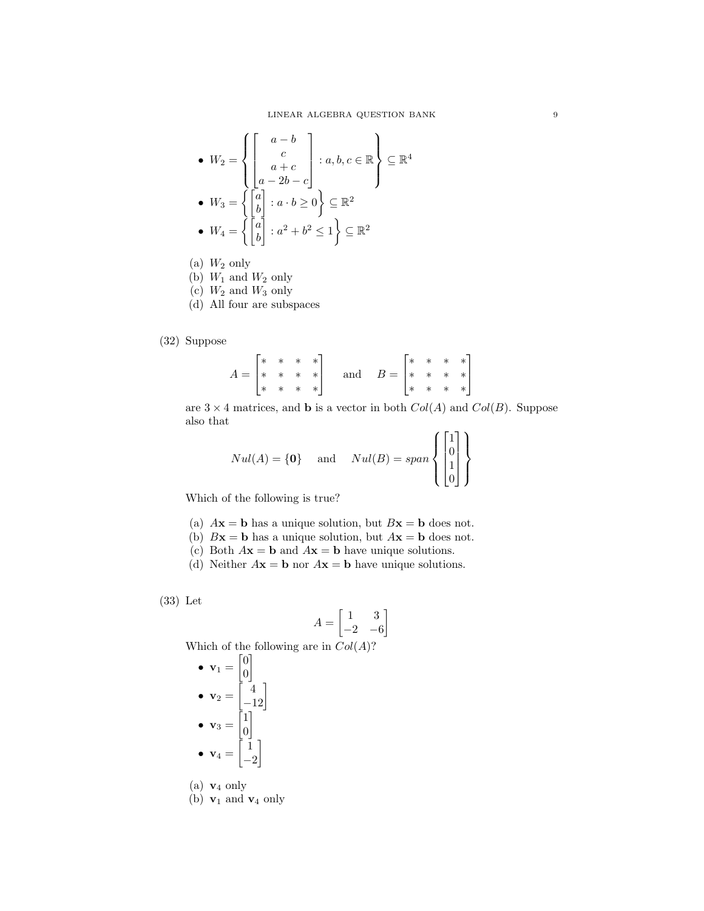- $W_2 = \left\{ \begin{bmatrix} a-b \\ c \\ a+c \\ a-2b-c \end{bmatrix} : a, b, c \in \mathbb{R} \right\} \subseteq \mathbb{R}^4$
- $W_3 = \left\{ \begin{bmatrix} a \\ b \end{bmatrix} : a \cdot b \geq 0 \right\} \subseteq \mathbb{R}^2$
- $W_4 = \left\{ \begin{bmatrix} a \\ b \end{bmatrix} : a^2 + b^2 \leq 1 \right\} \subseteq \mathbb{R}^2$

(a) $W_2$ only
(b) $W_1$ and $W_2$ only
(c) $W_2$ and $W_3$ only
(d) All four are subspaces

(32) Suppose

$$A = \begin{bmatrix} * & * & * & * \\ * & * & * & * \\ * & * & * & * \end{bmatrix} \quad \text{and} \quad B = \begin{bmatrix} * & * & * & * \\ * & * & * & * \\ * & * & * & * \end{bmatrix}$$

are $3 \times 4$ matrices, and $\mathbf{b}$ is a vector in both $Col(A)$ and $Col(B)$. Suppose also that

$$Nul(A) = \{\mathbf{0}\} \quad \text{and} \quad Nul(B) = span\left\{ \begin{bmatrix} 1 \\ 0 \\ 1 \\ 0 \end{bmatrix} \right\}$$

Which of the following is true?

(a) $A\mathbf{x} = \mathbf{b}$ has a unique solution, but $B\mathbf{x} = \mathbf{b}$ does not.
(b) $B\mathbf{x} = \mathbf{b}$ has a unique solution, but $A\mathbf{x} = \mathbf{b}$ does not.
(c) Both $A\mathbf{x} = \mathbf{b}$ and $A\mathbf{x} = \mathbf{b}$ have unique solutions.
(d) Neither $A\mathbf{x} = \mathbf{b}$ nor $A\mathbf{x} = \mathbf{b}$ have unique solutions.

(33) Let

$$A = \begin{bmatrix} 1 & 3 \\ -2 & -6 \end{bmatrix}$$

Which of the following are in $Col(A)$?

- $\mathbf{v}_1 = \begin{bmatrix} 0 \\ 0 \end{bmatrix}$
- $\mathbf{v}_2 = \begin{bmatrix} 4 \\ -12 \end{bmatrix}$
- $\mathbf{v}_3 = \begin{bmatrix} 1 \\ 0 \end{bmatrix}$
- $\mathbf{v}_4 = \begin{bmatrix} 1 \\ -2 \end{bmatrix}$

(a) $\mathbf{v}_4$ only
(b) $\mathbf{v}_1$ and $\mathbf{v}_4$ only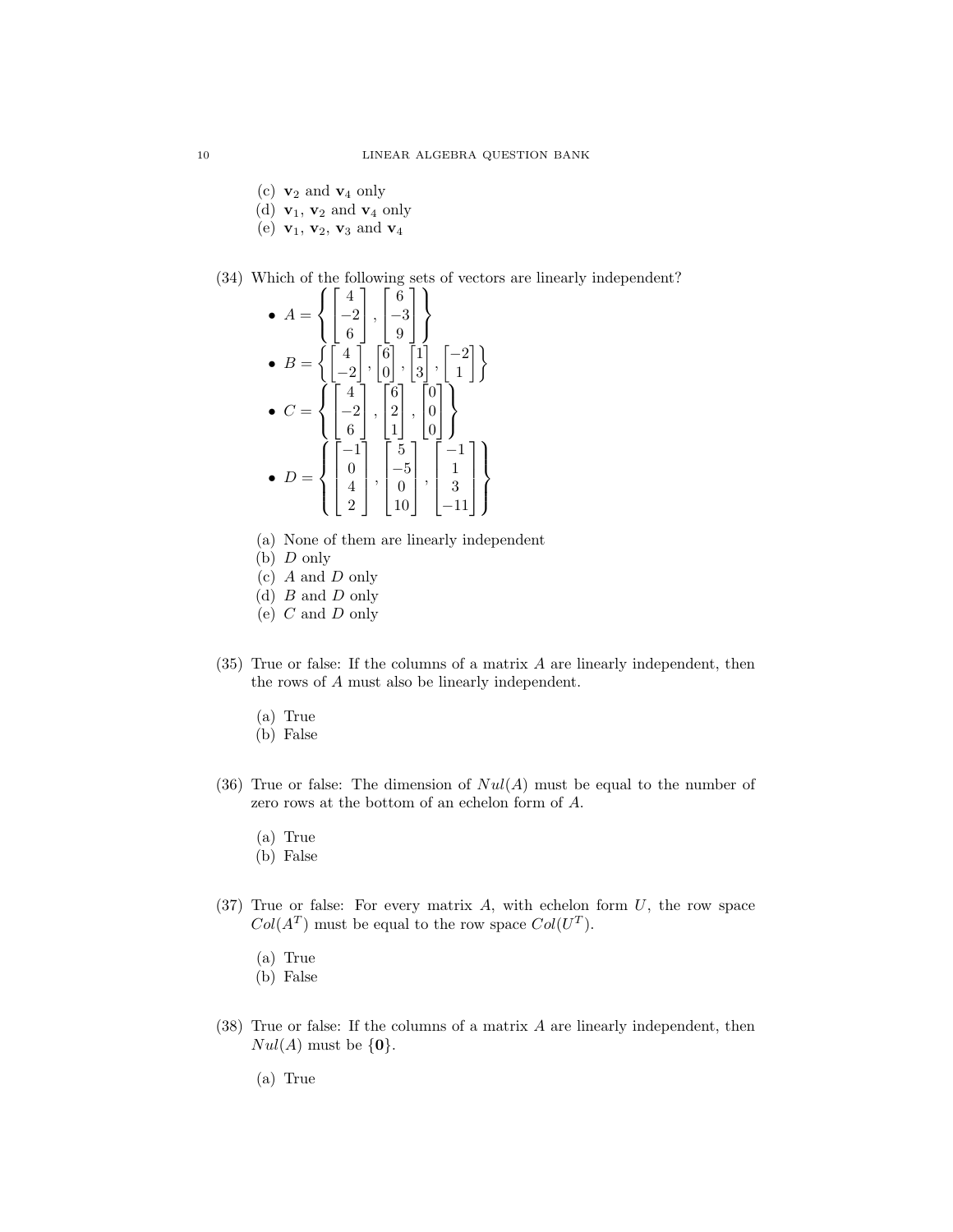(c) $\mathbf{v}_2$ and $\mathbf{v}_4$ only
(d) $\mathbf{v}_1$, $\mathbf{v}_2$ and $\mathbf{v}_4$ only
(e) $\mathbf{v}_1$, $\mathbf{v}_2$, $\mathbf{v}_3$ and $\mathbf{v}_4$

(34) Which of the following sets of vectors are linearly independent?

- $A = \left\{ \begin{bmatrix} 4 \\ -2 \\ 6 \end{bmatrix}, \begin{bmatrix} 6 \\ -3 \\ 9 \end{bmatrix} \right\}$
- $B = \left\{ \begin{bmatrix} 4 \\ -2 \end{bmatrix}, \begin{bmatrix} 6 \\ 0 \end{bmatrix}, \begin{bmatrix} 1 \\ 3 \end{bmatrix}, \begin{bmatrix} -2 \\ 1 \end{bmatrix} \right\}$
- $C = \left\{ \begin{bmatrix} 4 \\ -2 \\ 6 \end{bmatrix}, \begin{bmatrix} 6 \\ 2 \\ 1 \end{bmatrix}, \begin{bmatrix} 0 \\ 0 \\ 0 \end{bmatrix} \right\}$
- $D = \left\{ \begin{bmatrix} -1 \\ 0 \\ 4 \\ 2 \end{bmatrix}, \begin{bmatrix} 5 \\ -5 \\ 0 \\ 10 \end{bmatrix}, \begin{bmatrix} -1 \\ 1 \\ 3 \\ -11 \end{bmatrix} \right\}$

(a) None of them are linearly independent
(b) $D$ only
(c) $A$ and $D$ only
(d) $B$ and $D$ only
(e) $C$ and $D$ only

(35) True or false: If the columns of a matrix $A$ are linearly independent, then the rows of $A$ must also be linearly independent.

(a) True
(b) False

(36) True or false: The dimension of $Nul(A)$ must be equal to the number of zero rows at the bottom of an echelon form of $A$.

(a) True
(b) False

(37) True or false: For every matrix $A$, with echelon form $U$, the row space $Col(A^T)$ must be equal to the row space $Col(U^T)$.

(a) True
(b) False

(38) True or false: If the columns of a matrix $A$ are linearly independent, then $Nul(A)$ must be $\{\mathbf{0}\}$.

(a) True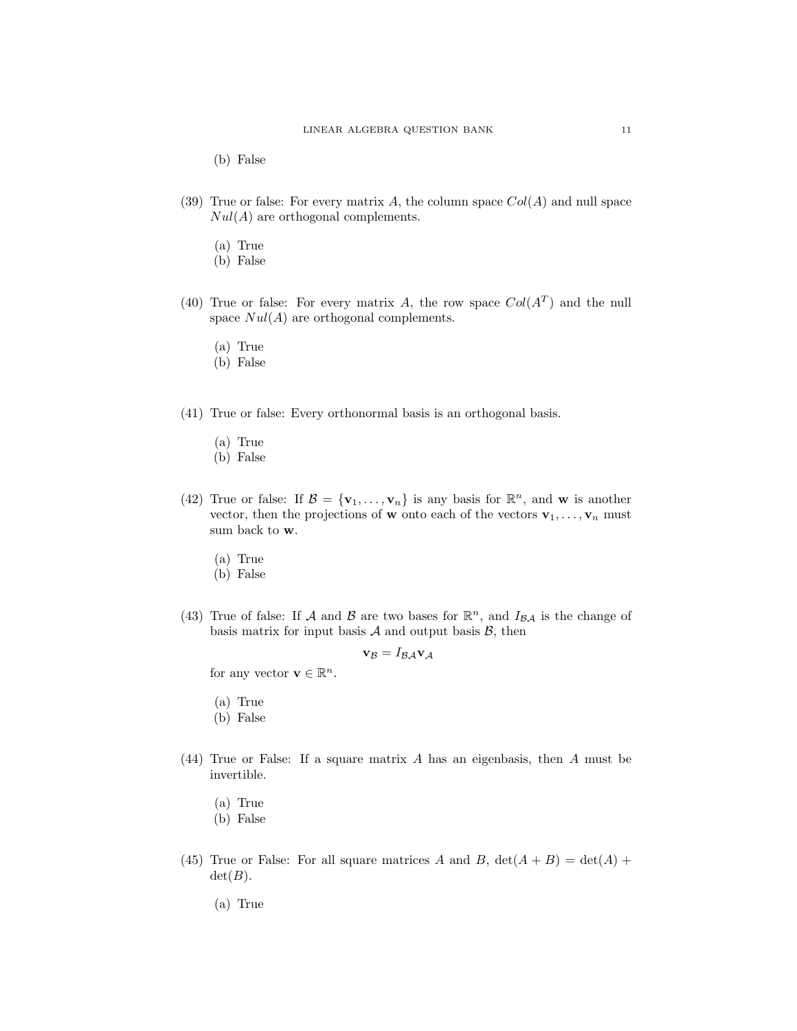(b) False

(39) True or false: For every matrix $A$, the column space $Col(A)$ and null space $Nul(A)$ are orthogonal complements.

(a) True
(b) False

(40) True or false: For every matrix $A$, the row space $Col(A^T)$ and the null space $Nul(A)$ are orthogonal complements.

(a) True
(b) False

(41) True or false: Every orthonormal basis is an orthogonal basis.

(a) True
(b) False

(42) True or false: If $\mathcal{B} = \{\mathbf{v}_1, \ldots, \mathbf{v}_n\}$ is any basis for $\mathbb{R}^n$, and $\mathbf{w}$ is another vector, then the projections of $\mathbf{w}$ onto each of the vectors $\mathbf{v}_1, \ldots, \mathbf{v}_n$ must sum back to $\mathbf{w}$.

(a) True
(b) False

(43) True of false: If $\mathcal{A}$ and $\mathcal{B}$ are two bases for $\mathbb{R}^n$, and $I_{\mathcal{B}\mathcal{A}}$ is the change of basis matrix for input basis $\mathcal{A}$ and output basis $\mathcal{B}$, then

$$\mathbf{v}_{\mathcal{B}} = I_{\mathcal{B}\mathcal{A}} \mathbf{v}_{\mathcal{A}}$$

for any vector $\mathbf{v} \in \mathbb{R}^n$.

(a) True
(b) False

(44) True or False: If a square matrix $A$ has an eigenbasis, then $A$ must be invertible.

(a) True
(b) False

(45) True or False: For all square matrices $A$ and $B$, $\det(A + B) = \det(A) + \det(B)$.

(a) True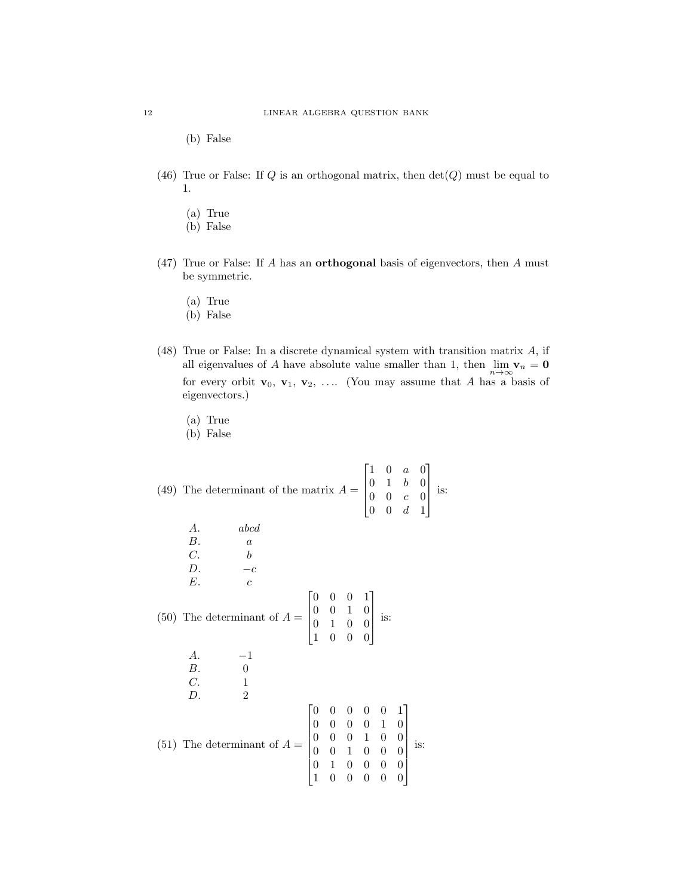(b) False

(46) True or False: If $Q$ is an orthogonal matrix, then $\det(Q)$ must be equal to 1.

(a) True
(b) False

(47) True or False: If $A$ has an **orthogonal** basis of eigenvectors, then $A$ must be symmetric.

(a) True
(b) False

(48) True or False: In a discrete dynamical system with transition matrix $A$, if all eigenvalues of $A$ have absolute value smaller than 1, then $\lim_{n\to\infty} \mathbf{v}_n = \mathbf{0}$ for every orbit $\mathbf{v}_0, \mathbf{v}_1, \mathbf{v}_2, \ldots$. (You may assume that $A$ has a basis of eigenvectors.)

(a) True
(b) False

(49) The determinant of the matrix $A = \begin{bmatrix} 1 & 0 & a & 0 \\ 0 & 1 & b & 0 \\ 0 & 0 & c & 0 \\ 0 & 0 & d & 1 \end{bmatrix}$ is:

A. $abcd$
B. $a$
C. $b$
D. $-c$
E. $c$

(50) The determinant of $A = \begin{bmatrix} 0 & 0 & 0 & 1 \\ 0 & 0 & 1 & 0 \\ 0 & 1 & 0 & 0 \\ 1 & 0 & 0 & 0 \end{bmatrix}$ is:

A. $-1$
B. $0$
C. $1$
D. $2$

(51) The determinant of $A = \begin{bmatrix} 0 & 0 & 0 & 0 & 0 & 1 \\ 0 & 0 & 0 & 0 & 1 & 0 \\ 0 & 0 & 0 & 1 & 0 & 0 \\ 0 & 0 & 1 & 0 & 0 & 0 \\ 0 & 1 & 0 & 0 & 0 & 0 \\ 1 & 0 & 0 & 0 & 0 & 0 \end{bmatrix}$ is: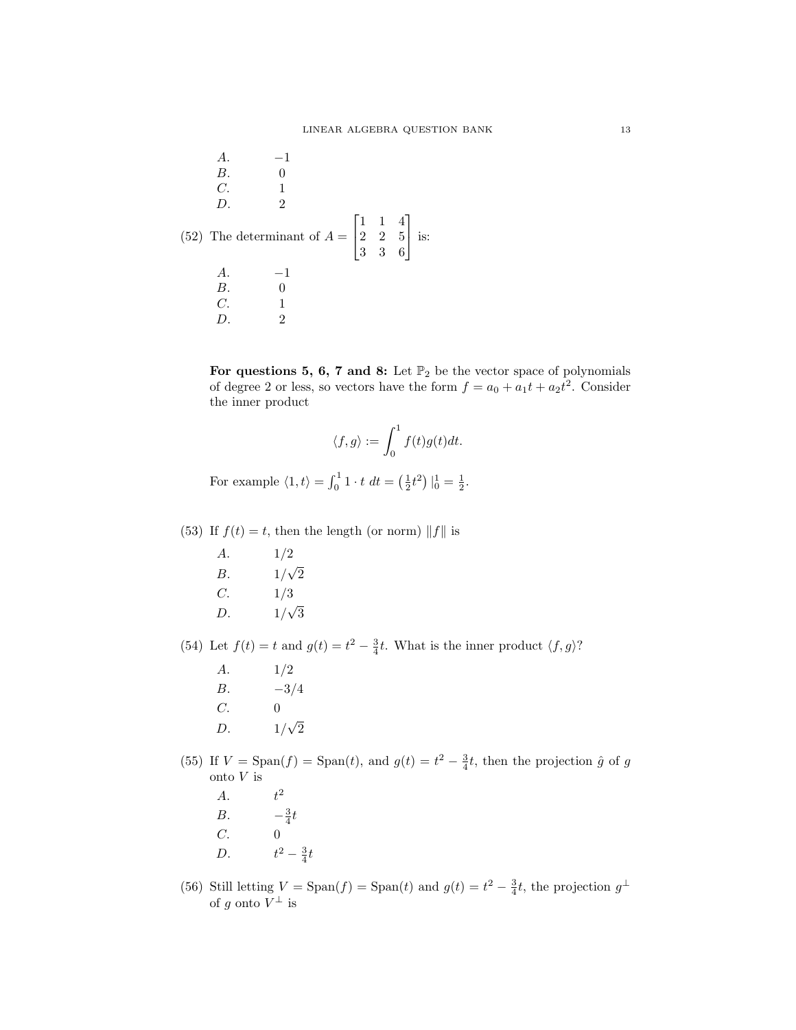A. $-1$
B. $0$
C. $1$
D. $2$

(52) The determinant of $A = \begin{bmatrix} 1 & 1 & 4 \\ 2 & 2 & 5 \\ 3 & 3 & 6 \end{bmatrix}$ is:

A. $-1$
B. $0$
C. $1$
D. $2$

**For questions 5, 6, 7 and 8:** Let $\mathbb{P}_2$ be the vector space of polynomials of degree 2 or less, so vectors have the form $f = a_0 + a_1 t + a_2 t^2$. Consider the inner product

$$\langle f, g \rangle := \int_0^1 f(t)g(t)dt.$$

For example $\langle 1, t \rangle = \int_0^1 1 \cdot t \; dt = \left(\frac{1}{2}t^2\right)|_0^1 = \frac{1}{2}$.

(53) If $f(t) = t$, then the length (or norm) $\|f\|$ is

A. $1/2$
B. $1/\sqrt{2}$
C. $1/3$
D. $1/\sqrt{3}$

(54) Let $f(t) = t$ and $g(t) = t^2 - \frac{3}{4}t$. What is the inner product $\langle f, g \rangle$?

A. $1/2$
B. $-3/4$
C. $0$
D. $1/\sqrt{2}$

(55) If $V = \text{Span}(f) = \text{Span}(t)$, and $g(t) = t^2 - \frac{3}{4}t$, then the projection $\hat{g}$ of $g$ onto $V$ is

A. $t^2$
B. $-\frac{3}{4}t$
C. $0$
D. $t^2 - \frac{3}{4}t$

(56) Still letting $V = \text{Span}(f) = \text{Span}(t)$ and $g(t) = t^2 - \frac{3}{4}t$, the projection $g^\perp$ of $g$ onto $V^\perp$ is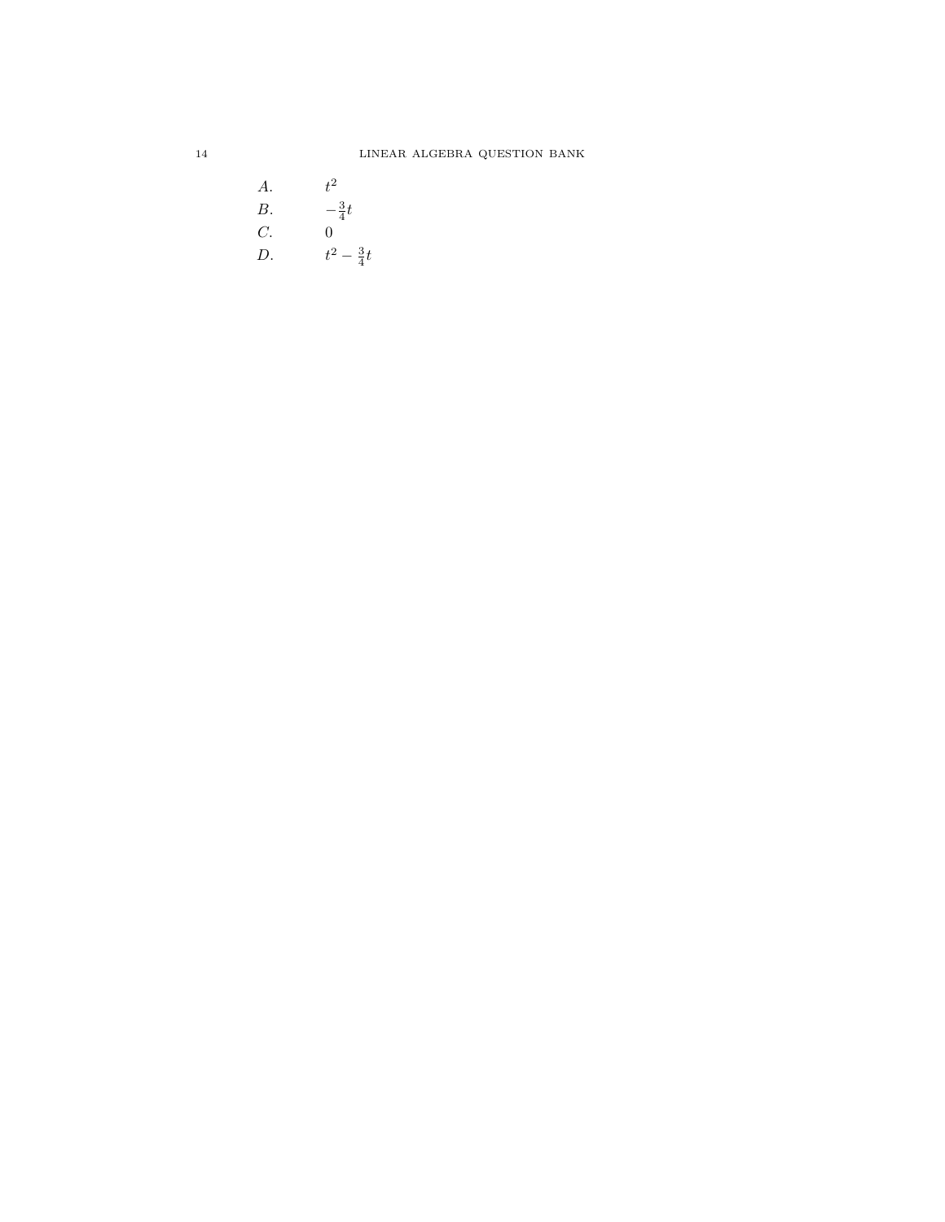$A.$ $\quad t^2$

$B.$ $\quad -\frac{3}{4}t$

$C.$ $\quad 0$

$D.$ $\quad t^2 - \frac{3}{4}t$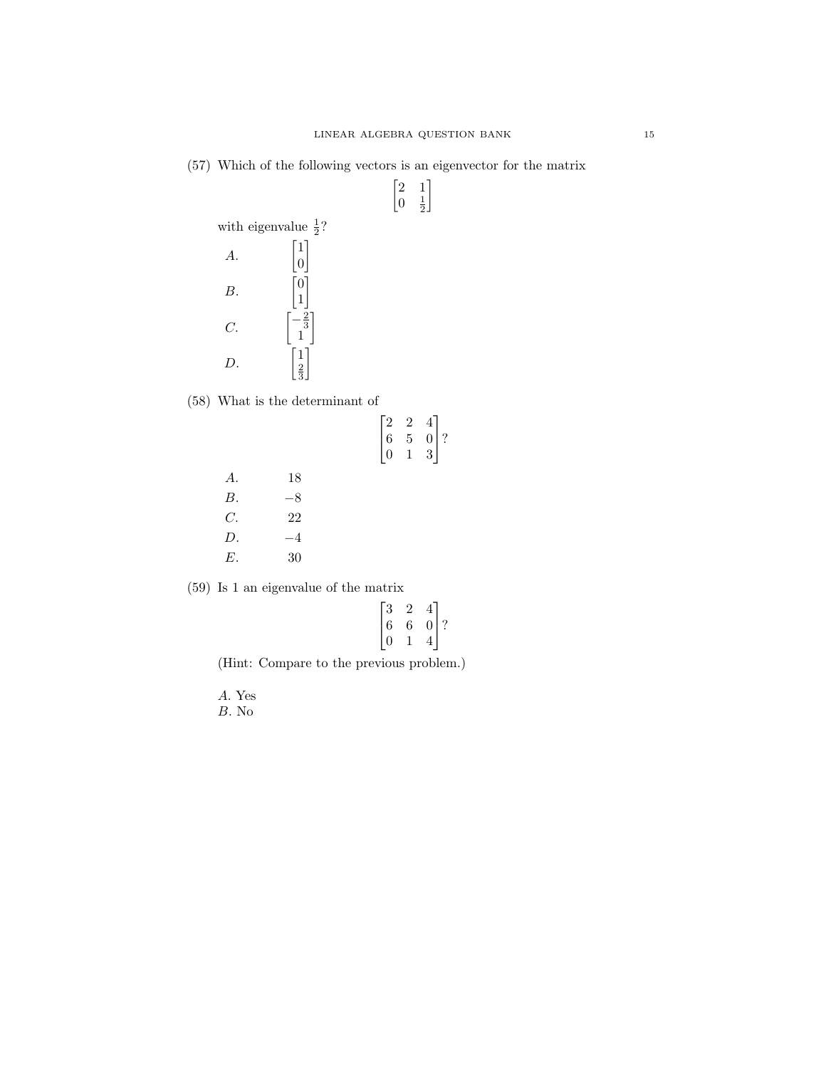(57) Which of the following vectors is an eigenvector for the matrix

$$\begin{bmatrix} 2 & 1 \\ 0 & \frac{1}{2} \end{bmatrix}$$

with eigenvalue $\frac{1}{2}$?

*A.* $\begin{bmatrix} 1 \\ 0 \end{bmatrix}$

*B.* $\begin{bmatrix} 0 \\ 1 \end{bmatrix}$

*C.* $\begin{bmatrix} -\frac{2}{3} \\ 1 \end{bmatrix}$

*D.* $\begin{bmatrix} 1 \\ \frac{2}{3} \end{bmatrix}$

(58) What is the determinant of

$$\begin{bmatrix} 2 & 2 & 4 \\ 6 & 5 & 0 \\ 0 & 1 & 3 \end{bmatrix}?$$

*A.* 18

*B.* $-8$

*C.* 22

*D.* $-4$

*E.* 30

(59) Is 1 an eigenvalue of the matrix

$$\begin{bmatrix} 3 & 2 & 4 \\ 6 & 6 & 0 \\ 0 & 1 & 4 \end{bmatrix}?$$

(Hint: Compare to the previous problem.)

*A.* Yes
*B.* No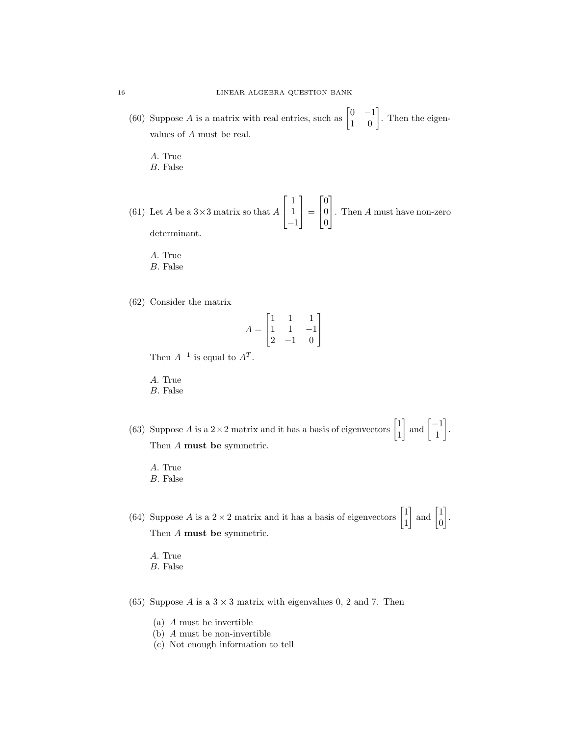(60) Suppose $A$ is a matrix with real entries, such as $\begin{bmatrix} 0 & -1 \\ 1 & 0 \end{bmatrix}$. Then the eigenvalues of $A$ must be real.

*A*. True
*B*. False

(61) Let $A$ be a $3 \times 3$ matrix so that $A \begin{bmatrix} 1 \\ 1 \\ -1 \end{bmatrix} = \begin{bmatrix} 0 \\ 0 \\ 0 \end{bmatrix}$. Then $A$ must have non-zero determinant.

*A*. True
*B*. False

(62) Consider the matrix

$$A = \begin{bmatrix} 1 & 1 & 1 \\ 1 & 1 & -1 \\ 2 & -1 & 0 \end{bmatrix}$$

Then $A^{-1}$ is equal to $A^T$.

*A*. True
*B*. False

(63) Suppose $A$ is a $2 \times 2$ matrix and it has a basis of eigenvectors $\begin{bmatrix} 1 \\ 1 \end{bmatrix}$ and $\begin{bmatrix} -1 \\ 1 \end{bmatrix}$. Then $A$ **must be** symmetric.

*A*. True
*B*. False

(64) Suppose $A$ is a $2 \times 2$ matrix and it has a basis of eigenvectors $\begin{bmatrix} 1 \\ 1 \end{bmatrix}$ and $\begin{bmatrix} 1 \\ 0 \end{bmatrix}$. Then $A$ **must be** symmetric.

*A*. True
*B*. False

(65) Suppose $A$ is a $3 \times 3$ matrix with eigenvalues 0, 2 and 7. Then

(a) $A$ must be invertible
(b) $A$ must be non-invertible
(c) Not enough information to tell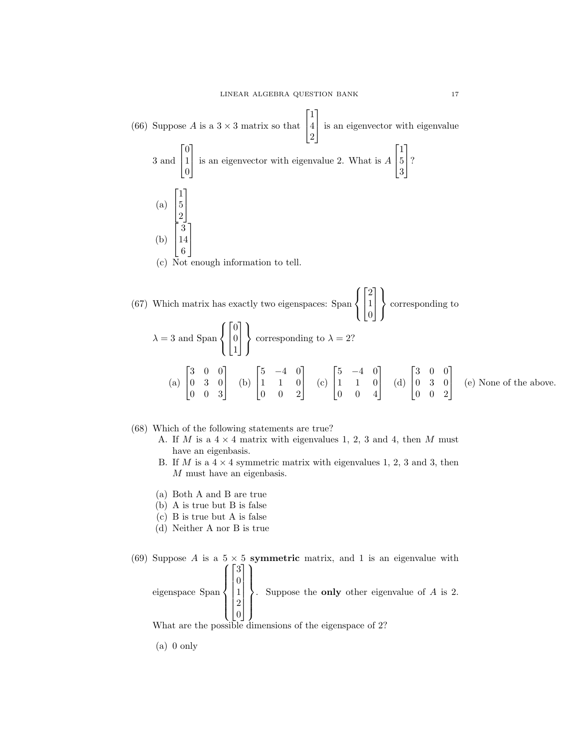(66) Suppose $A$ is a $3 \times 3$ matrix so that $\begin{bmatrix} 1 \\ 4 \\ 2 \end{bmatrix}$ is an eigenvector with eigenvalue 3 and $\begin{bmatrix} 0 \\ 1 \\ 0 \end{bmatrix}$ is an eigenvector with eigenvalue 2. What is $A \begin{bmatrix} 1 \\ 5 \\ 3 \end{bmatrix}$?

(a) $\begin{bmatrix} 1 \\ 5 \\ 2 \end{bmatrix}$

(b) $\begin{bmatrix} 3 \\ 14 \\ 6 \end{bmatrix}$

(c) Not enough information to tell.

(67) Which matrix has exactly two eigenspaces: Span $\left\{ \begin{bmatrix} 2 \\ 1 \\ 0 \end{bmatrix} \right\}$ corresponding to $\lambda = 3$ and Span $\left\{ \begin{bmatrix} 0 \\ 0 \\ 1 \end{bmatrix} \right\}$ corresponding to $\lambda = 2$?

(a) $\begin{bmatrix} 3 & 0 & 0 \\ 0 & 3 & 0 \\ 0 & 0 & 3 \end{bmatrix}$ (b) $\begin{bmatrix} 5 & -4 & 0 \\ 1 & 1 & 0 \\ 0 & 0 & 2 \end{bmatrix}$ (c) $\begin{bmatrix} 5 & -4 & 0 \\ 1 & 1 & 0 \\ 0 & 0 & 4 \end{bmatrix}$ (d) $\begin{bmatrix} 3 & 0 & 0 \\ 0 & 3 & 0 \\ 0 & 0 & 2 \end{bmatrix}$ (e) None of the above.

(68) Which of the following statements are true?

A. If $M$ is a $4 \times 4$ matrix with eigenvalues 1, 2, 3 and 4, then $M$ must have an eigenbasis.

B. If $M$ is a $4 \times 4$ symmetric matrix with eigenvalues 1, 2, 3 and 3, then $M$ must have an eigenbasis.

(a) Both A and B are true

(b) A is true but B is false

(c) B is true but A is false

(d) Neither A nor B is true

(69) Suppose $A$ is a $5 \times 5$ **symmetric** matrix, and 1 is an eigenvalue with eigenspace Span $\left\{ \begin{bmatrix} 3 \\ 0 \\ 1 \\ 2 \\ 0 \end{bmatrix} \right\}$. Suppose the **only** other eigenvalue of $A$ is 2. What are the possible dimensions of the eigenspace of 2?

(a) 0 only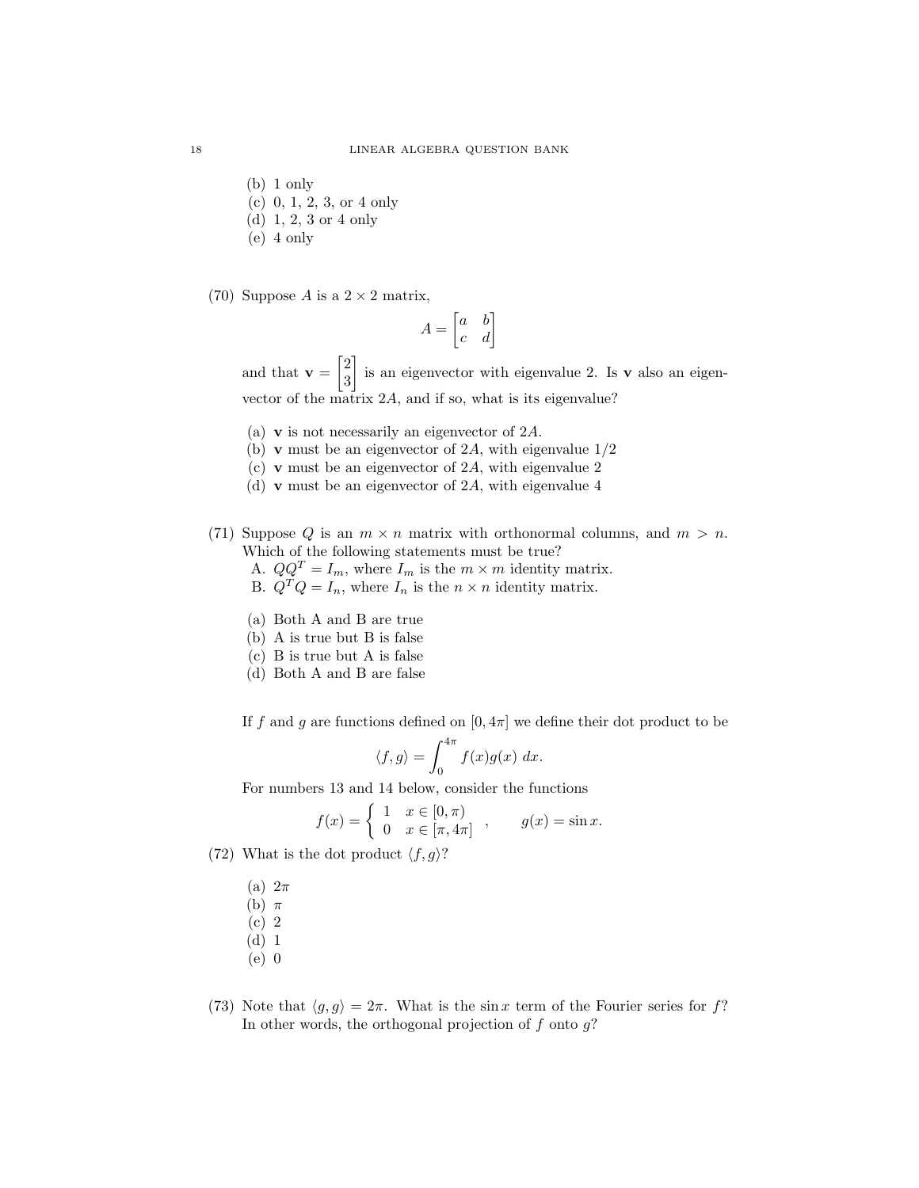(b) 1 only
(c) 0, 1, 2, 3, or 4 only
(d) 1, 2, 3 or 4 only
(e) 4 only

(70) Suppose $A$ is a $2 \times 2$ matrix,

$$A = \begin{bmatrix} a & b \\ c & d \end{bmatrix}$$

and that $\mathbf{v} = \begin{bmatrix} 2 \\ 3 \end{bmatrix}$ is an eigenvector with eigenvalue 2. Is $\mathbf{v}$ also an eigenvector of the matrix $2A$, and if so, what is its eigenvalue?

(a) $\mathbf{v}$ is not necessarily an eigenvector of $2A$.
(b) $\mathbf{v}$ must be an eigenvector of $2A$, with eigenvalue $1/2$
(c) $\mathbf{v}$ must be an eigenvector of $2A$, with eigenvalue 2
(d) $\mathbf{v}$ must be an eigenvector of $2A$, with eigenvalue 4

(71) Suppose $Q$ is an $m \times n$ matrix with orthonormal columns, and $m > n$. Which of the following statements must be true?
A. $QQ^T = I_m$, where $I_m$ is the $m \times m$ identity matrix.
B. $Q^TQ = I_n$, where $I_n$ is the $n \times n$ identity matrix.

(a) Both A and B are true
(b) A is true but B is false
(c) B is true but A is false
(d) Both A and B are false

If $f$ and $g$ are functions defined on $[0, 4\pi]$ we define their dot product to be

$$\langle f, g \rangle = \int_0^{4\pi} f(x)g(x)\ dx.$$

For numbers 13 and 14 below, consider the functions

$$f(x) = \begin{cases} 1 & x \in [0, \pi) \\ 0 & x \in [\pi, 4\pi] \end{cases}, \qquad g(x) = \sin x.$$

(72) What is the dot product $\langle f, g \rangle$?

(a) $2\pi$
(b) $\pi$
(c) 2
(d) 1
(e) 0

(73) Note that $\langle g, g \rangle = 2\pi$. What is the $\sin x$ term of the Fourier series for $f$? In other words, the orthogonal projection of $f$ onto $g$?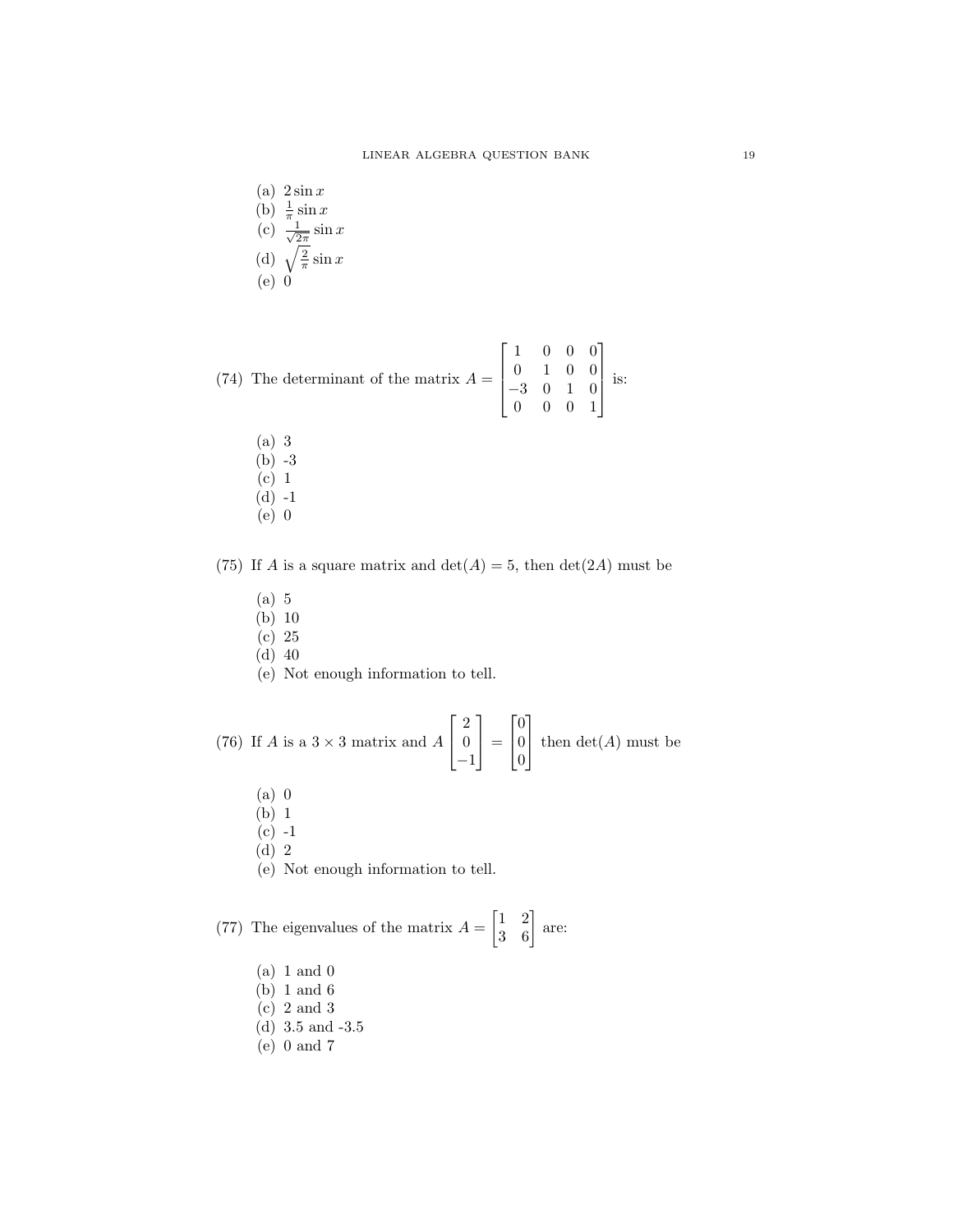(a) $2\sin x$
(b) $\frac{1}{\pi}\sin x$
(c) $\frac{1}{\sqrt{2\pi}}\sin x$
(d) $\sqrt{\frac{2}{\pi}}\sin x$
(e) 0

(74) The determinant of the matrix $A = \begin{bmatrix} 1 & 0 & 0 & 0 \\ 0 & 1 & 0 & 0 \\ -3 & 0 & 1 & 0 \\ 0 & 0 & 0 & 1 \end{bmatrix}$ is:

(a) 3
(b) -3
(c) 1
(d) -1
(e) 0

(75) If $A$ is a square matrix and $\det(A) = 5$, then $\det(2A)$ must be

(a) 5
(b) 10
(c) 25
(d) 40
(e) Not enough information to tell.

(76) If $A$ is a $3 \times 3$ matrix and $A \begin{bmatrix} 2 \\ 0 \\ -1 \end{bmatrix} = \begin{bmatrix} 0 \\ 0 \\ 0 \end{bmatrix}$ then $\det(A)$ must be

(a) 0
(b) 1
(c) -1
(d) 2
(e) Not enough information to tell.

(77) The eigenvalues of the matrix $A = \begin{bmatrix} 1 & 2 \\ 3 & 6 \end{bmatrix}$ are:

(a) 1 and 0
(b) 1 and 6
(c) 2 and 3
(d) 3.5 and -3.5
(e) 0 and 7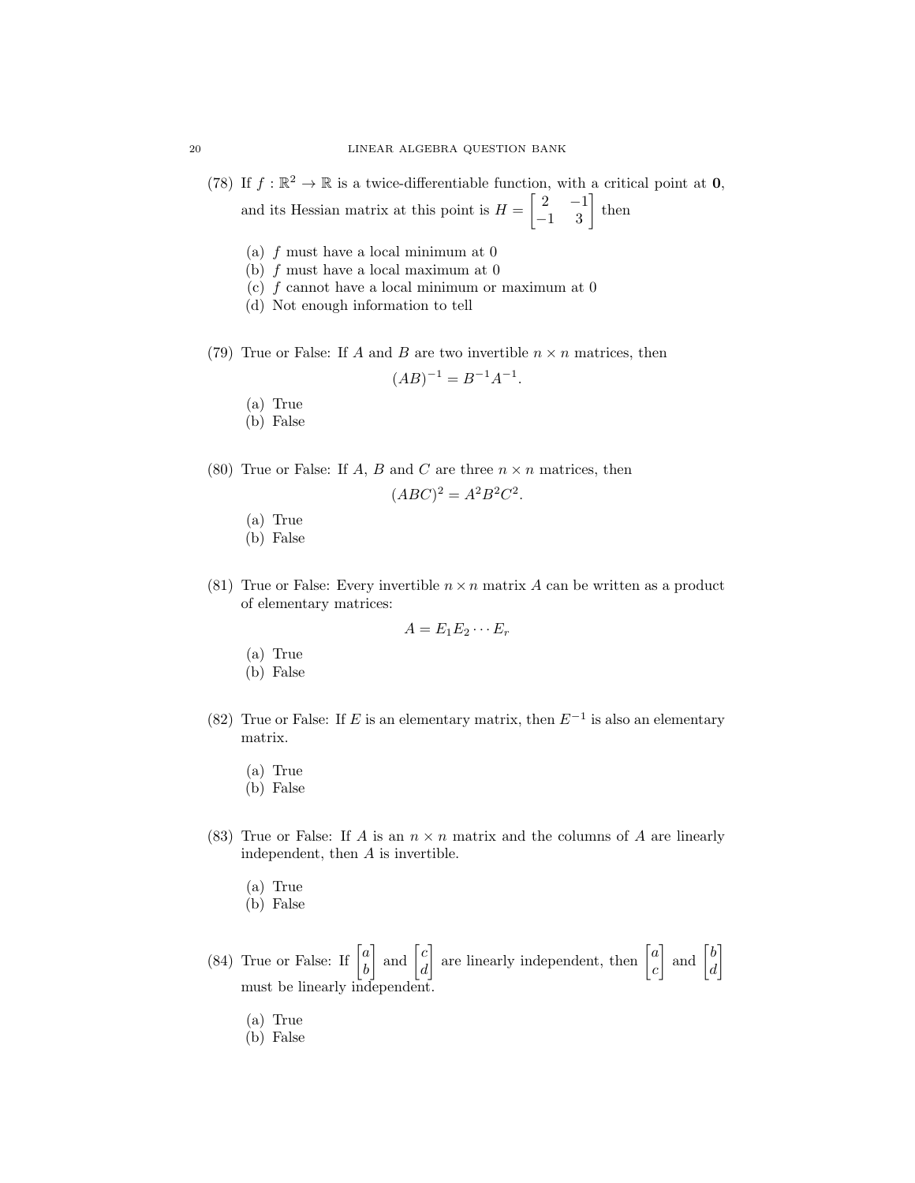(78) If $f : \mathbb{R}^2 \to \mathbb{R}$ is a twice-differentiable function, with a critical point at $\mathbf{0}$, and its Hessian matrix at this point is $H = \begin{bmatrix} 2 & -1 \\ -1 & 3 \end{bmatrix}$ then

- (a) $f$ must have a local minimum at 0
- (b) $f$ must have a local maximum at 0
- (c) $f$ cannot have a local minimum or maximum at 0
- (d) Not enough information to tell

(79) True or False: If $A$ and $B$ are two invertible $n \times n$ matrices, then

$$(AB)^{-1} = B^{-1}A^{-1}.$$

- (a) True
- (b) False

(80) True or False: If $A$, $B$ and $C$ are three $n \times n$ matrices, then

$$(ABC)^2 = A^2B^2C^2.$$

- (a) True
- (b) False

(81) True or False: Every invertible $n \times n$ matrix $A$ can be written as a product of elementary matrices:

$$A = E_1E_2 \cdots E_r$$

- (a) True
- (b) False

(82) True or False: If $E$ is an elementary matrix, then $E^{-1}$ is also an elementary matrix.

- (a) True
- (b) False

(83) True or False: If $A$ is an $n \times n$ matrix and the columns of $A$ are linearly independent, then $A$ is invertible.

- (a) True
- (b) False

(84) True or False: If $\begin{bmatrix} a \\ b \end{bmatrix}$ and $\begin{bmatrix} c \\ d \end{bmatrix}$ are linearly independent, then $\begin{bmatrix} a \\ c \end{bmatrix}$ and $\begin{bmatrix} b \\ d \end{bmatrix}$ must be linearly independent.

- (a) True
- (b) False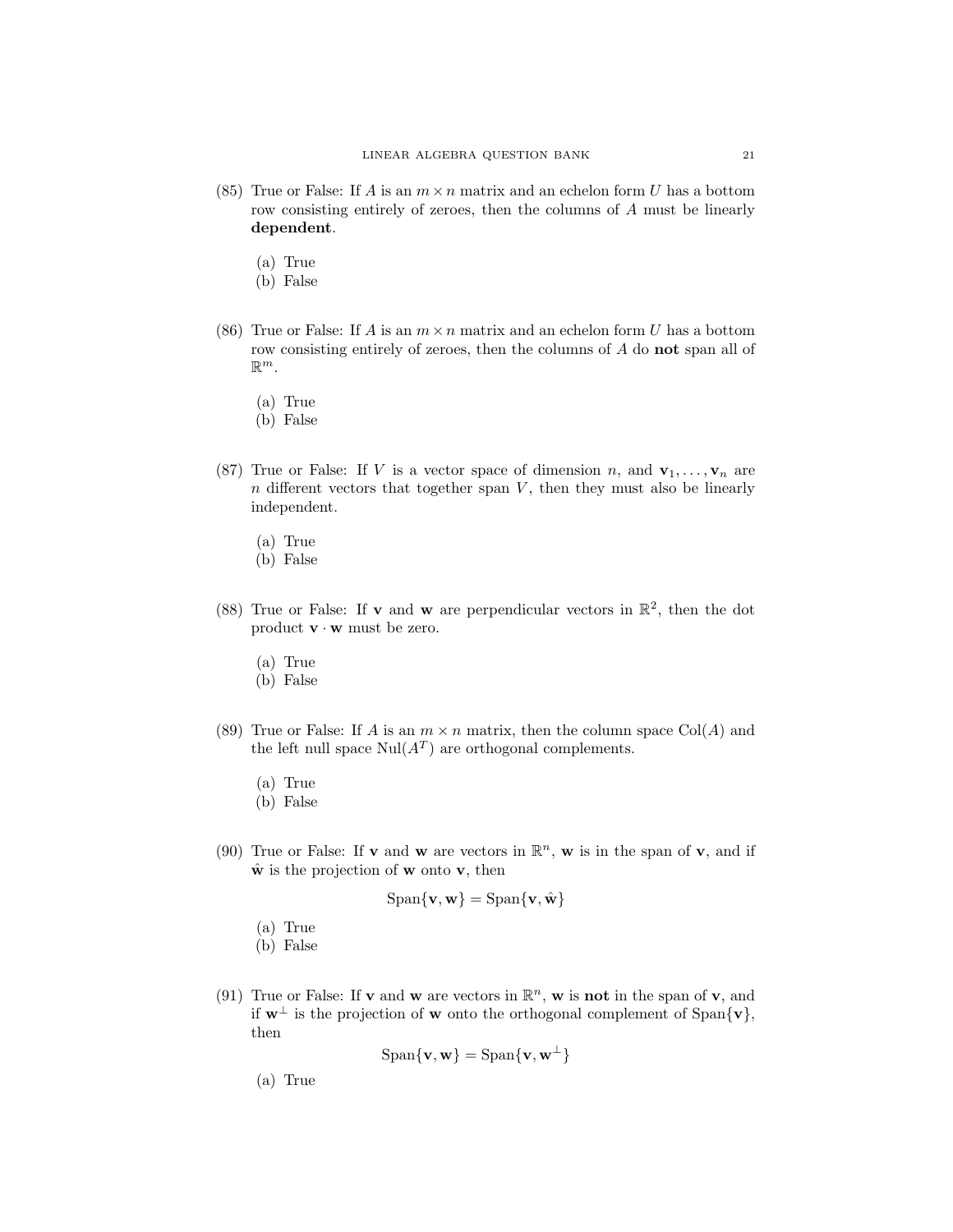(85) True or False: If $A$ is an $m \times n$ matrix and an echelon form $U$ has a bottom row consisting entirely of zeroes, then the columns of $A$ must be linearly **dependent**.

(a) True
(b) False

(86) True or False: If $A$ is an $m \times n$ matrix and an echelon form $U$ has a bottom row consisting entirely of zeroes, then the columns of $A$ do **not** span all of $\mathbb{R}^m$.

(a) True
(b) False

(87) True or False: If $V$ is a vector space of dimension $n$, and $\mathbf{v}_1, \ldots, \mathbf{v}_n$ are $n$ different vectors that together span $V$, then they must also be linearly independent.

(a) True
(b) False

(88) True or False: If $\mathbf{v}$ and $\mathbf{w}$ are perpendicular vectors in $\mathbb{R}^2$, then the dot product $\mathbf{v} \cdot \mathbf{w}$ must be zero.

(a) True
(b) False

(89) True or False: If $A$ is an $m \times n$ matrix, then the column space $\text{Col}(A)$ and the left null space $\text{Nul}(A^T)$ are orthogonal complements.

(a) True
(b) False

(90) True or False: If $\mathbf{v}$ and $\mathbf{w}$ are vectors in $\mathbb{R}^n$, $\mathbf{w}$ is in the span of $\mathbf{v}$, and if $\hat{\mathbf{w}}$ is the projection of $\mathbf{w}$ onto $\mathbf{v}$, then

$$\text{Span}\{\mathbf{v}, \mathbf{w}\} = \text{Span}\{\mathbf{v}, \hat{\mathbf{w}}\}$$

(a) True
(b) False

(91) True or False: If $\mathbf{v}$ and $\mathbf{w}$ are vectors in $\mathbb{R}^n$, $\mathbf{w}$ is **not** in the span of $\mathbf{v}$, and if $\mathbf{w}^\perp$ is the projection of $\mathbf{w}$ onto the orthogonal complement of $\text{Span}\{\mathbf{v}\}$, then

$$\text{Span}\{\mathbf{v}, \mathbf{w}\} = \text{Span}\{\mathbf{v}, \mathbf{w}^\perp\}$$

(a) True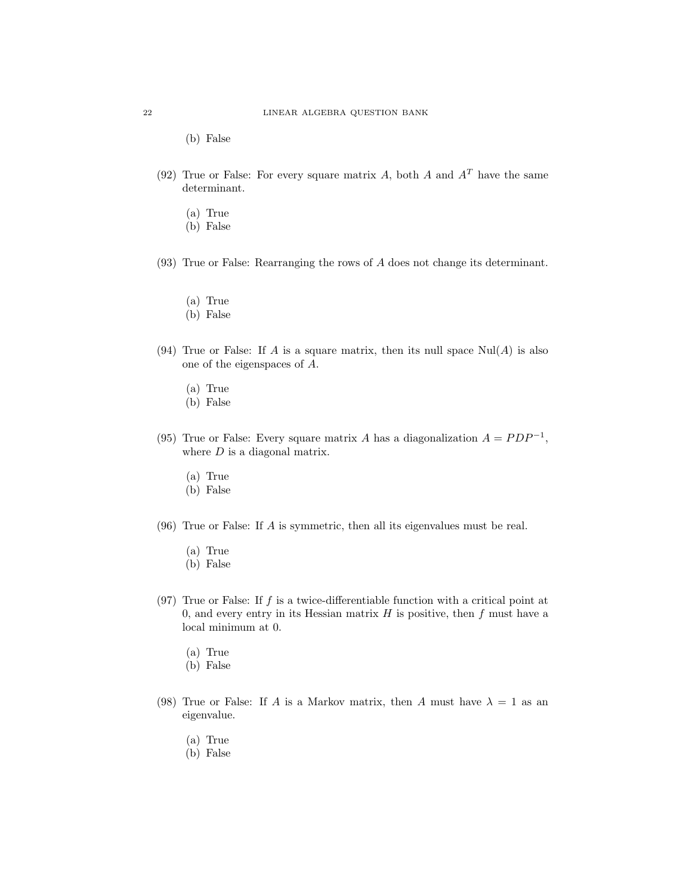(b) False

(92) True or False: For every square matrix $A$, both $A$ and $A^T$ have the same determinant.

(a) True
(b) False

(93) True or False: Rearranging the rows of $A$ does not change its determinant.

(a) True
(b) False

(94) True or False: If $A$ is a square matrix, then its null space $\text{Nul}(A)$ is also one of the eigenspaces of $A$.

(a) True
(b) False

(95) True or False: Every square matrix $A$ has a diagonalization $A = PDP^{-1}$, where $D$ is a diagonal matrix.

(a) True
(b) False

(96) True or False: If $A$ is symmetric, then all its eigenvalues must be real.

(a) True
(b) False

(97) True or False: If $f$ is a twice-differentiable function with a critical point at 0, and every entry in its Hessian matrix $H$ is positive, then $f$ must have a local minimum at 0.

(a) True
(b) False

(98) True or False: If $A$ is a Markov matrix, then $A$ must have $\lambda = 1$ as an eigenvalue.

(a) True
(b) False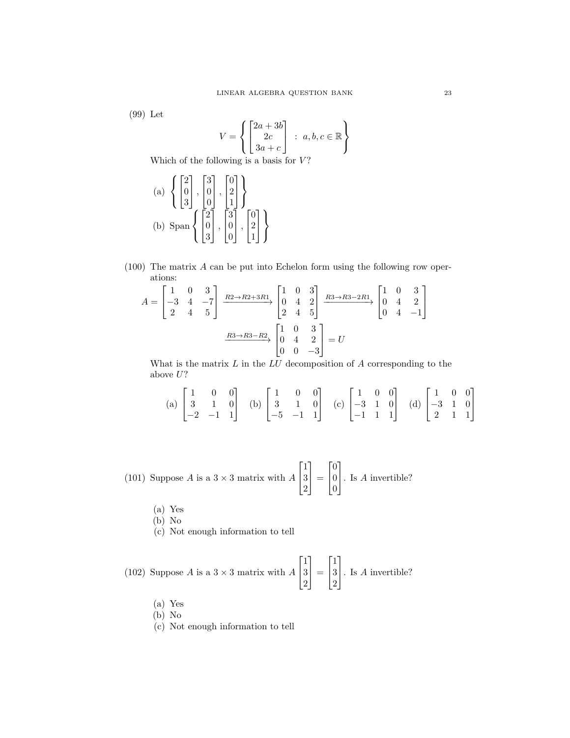(99) Let

$$V = \left\{ \begin{bmatrix} 2a+3b \\ 2c \\ 3a+c \end{bmatrix} \;:\; a,b,c \in \mathbb{R} \right\}$$

Which of the following is a basis for $V$?

(a) $\left\{ \begin{bmatrix} 2 \\ 0 \\ 3 \end{bmatrix}, \begin{bmatrix} 3 \\ 0 \\ 0 \end{bmatrix}, \begin{bmatrix} 0 \\ 2 \\ 1 \end{bmatrix} \right\}$

(b) Span $\left\{ \begin{bmatrix} 2 \\ 0 \\ 3 \end{bmatrix}, \begin{bmatrix} 3 \\ 0 \\ 0 \end{bmatrix}, \begin{bmatrix} 0 \\ 2 \\ 1 \end{bmatrix} \right\}$

(100) The matrix $A$ can be put into Echelon form using the following row operations:

$$A = \begin{bmatrix} 1 & 0 & 3 \\ -3 & 4 & -7 \\ 2 & 4 & 5 \end{bmatrix} \xrightarrow{R2 \to R2+3R1} \begin{bmatrix} 1 & 0 & 3 \\ 0 & 4 & 2 \\ 2 & 4 & 5 \end{bmatrix} \xrightarrow{R3 \to R3-2R1} \begin{bmatrix} 1 & 0 & 3 \\ 0 & 4 & 2 \\ 0 & 4 & -1 \end{bmatrix}$$

$$\xrightarrow{R3 \to R3-R2} \begin{bmatrix} 1 & 0 & 3 \\ 0 & 4 & 2 \\ 0 & 0 & -3 \end{bmatrix} = U$$

What is the matrix $L$ in the $LU$ decomposition of $A$ corresponding to the above $U$?

(a) $\begin{bmatrix} 1 & 0 & 0 \\ 3 & 1 & 0 \\ -2 & -1 & 1 \end{bmatrix}$ (b) $\begin{bmatrix} 1 & 0 & 0 \\ 3 & 1 & 0 \\ -5 & -1 & 1 \end{bmatrix}$ (c) $\begin{bmatrix} 1 & 0 & 0 \\ -3 & 1 & 0 \\ -1 & 1 & 1 \end{bmatrix}$ (d) $\begin{bmatrix} 1 & 0 & 0 \\ -3 & 1 & 0 \\ 2 & 1 & 1 \end{bmatrix}$

(101) Suppose $A$ is a $3 \times 3$ matrix with $A \begin{bmatrix} 1 \\ 3 \\ 2 \end{bmatrix} = \begin{bmatrix} 0 \\ 0 \\ 0 \end{bmatrix}$. Is $A$ invertible?

(a) Yes
(b) No
(c) Not enough information to tell

(102) Suppose $A$ is a $3 \times 3$ matrix with $A \begin{bmatrix} 1 \\ 3 \\ 2 \end{bmatrix} = \begin{bmatrix} 1 \\ 3 \\ 2 \end{bmatrix}$. Is $A$ invertible?

(a) Yes
(b) No
(c) Not enough information to tell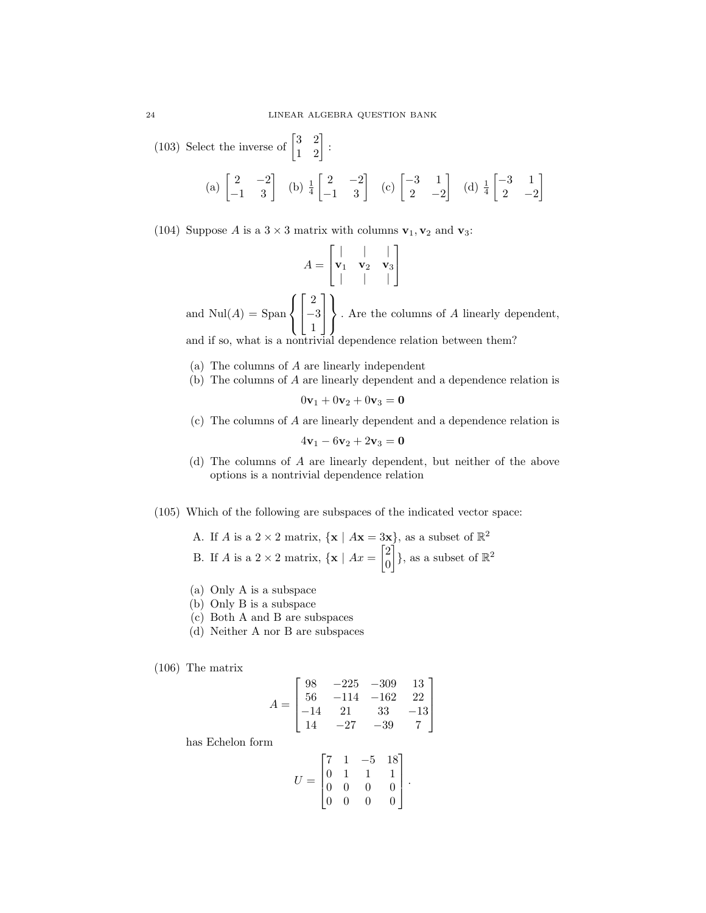(103) Select the inverse of $\begin{bmatrix} 3 & 2 \\ 1 & 2 \end{bmatrix}$:

$$\text{(a)} \begin{bmatrix} 2 & -2 \\ -1 & 3 \end{bmatrix} \quad \text{(b)} \ \tfrac{1}{4}\begin{bmatrix} 2 & -2 \\ -1 & 3 \end{bmatrix} \quad \text{(c)} \begin{bmatrix} -3 & 1 \\ 2 & -2 \end{bmatrix} \quad \text{(d)} \ \tfrac{1}{4}\begin{bmatrix} -3 & 1 \\ 2 & -2 \end{bmatrix}$$

(104) Suppose $A$ is a $3 \times 3$ matrix with columns $\mathbf{v}_1, \mathbf{v}_2$ and $\mathbf{v}_3$:

$$A = \begin{bmatrix} | & | & | \\ \mathbf{v}_1 & \mathbf{v}_2 & \mathbf{v}_3 \\ | & | & | \end{bmatrix}$$

and $\text{Nul}(A) = \text{Span}\left\{ \begin{bmatrix} 2 \\ -3 \\ 1 \end{bmatrix} \right\}$. Are the columns of $A$ linearly dependent, and if so, what is a nontrivial dependence relation between them?

- (a) The columns of $A$ are linearly independent
- (b) The columns of $A$ are linearly dependent and a dependence relation is
$$0\mathbf{v}_1 + 0\mathbf{v}_2 + 0\mathbf{v}_3 = \mathbf{0}$$
- (c) The columns of $A$ are linearly dependent and a dependence relation is
$$4\mathbf{v}_1 - 6\mathbf{v}_2 + 2\mathbf{v}_3 = \mathbf{0}$$
- (d) The columns of $A$ are linearly dependent, but neither of the above options is a nontrivial dependence relation

(105) Which of the following are subspaces of the indicated vector space:

A. If $A$ is a $2 \times 2$ matrix, $\{\mathbf{x} \mid A\mathbf{x} = 3\mathbf{x}\}$, as a subset of $\mathbb{R}^2$

B. If $A$ is a $2 \times 2$ matrix, $\{\mathbf{x} \mid Ax = \begin{bmatrix} 2 \\ 0 \end{bmatrix}\}$, as a subset of $\mathbb{R}^2$

- (a) Only A is a subspace
- (b) Only B is a subspace
- (c) Both A and B are subspaces
- (d) Neither A nor B are subspaces

(106) The matrix

$$A = \begin{bmatrix} 98 & -225 & -309 & 13 \\ 56 & -114 & -162 & 22 \\ -14 & 21 & 33 & -13 \\ 14 & -27 & -39 & 7 \end{bmatrix}$$

has Echelon form

$$U = \begin{bmatrix} 7 & 1 & -5 & 18 \\ 0 & 1 & 1 & 1 \\ 0 & 0 & 0 & 0 \\ 0 & 0 & 0 & 0 \end{bmatrix}.$$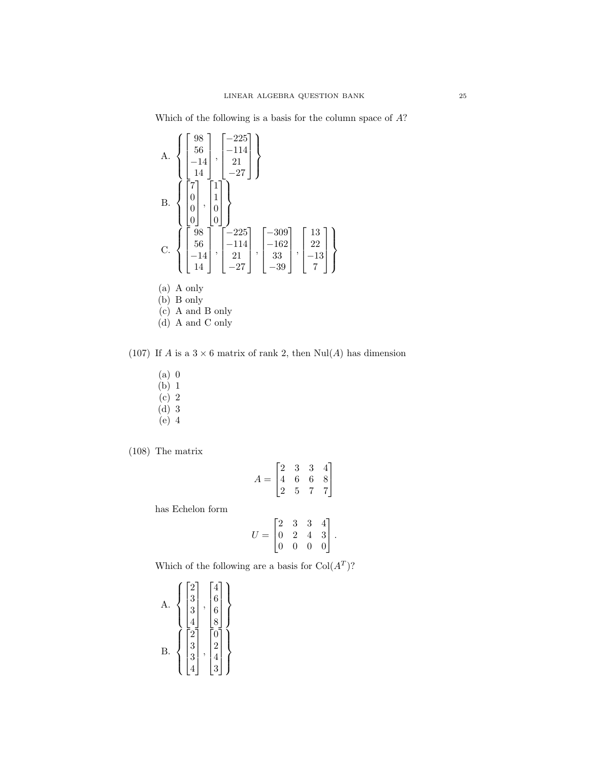Which of the following is a basis for the column space of $A$?

A. $\left\{ \begin{bmatrix} 98 \\ 56 \\ -14 \\ 14 \end{bmatrix}, \begin{bmatrix} -225 \\ -114 \\ 21 \\ -27 \end{bmatrix} \right\}$

B. $\left\{ \begin{bmatrix} 7 \\ 0 \\ 0 \\ 0 \end{bmatrix}, \begin{bmatrix} 1 \\ 1 \\ 0 \\ 0 \end{bmatrix} \right\}$

C. $\left\{ \begin{bmatrix} 98 \\ 56 \\ -14 \\ 14 \end{bmatrix}, \begin{bmatrix} -225 \\ -114 \\ 21 \\ -27 \end{bmatrix}, \begin{bmatrix} -309 \\ -162 \\ 33 \\ -39 \end{bmatrix}, \begin{bmatrix} 13 \\ 22 \\ -13 \\ 7 \end{bmatrix} \right\}$

(a) A only
(b) B only
(c) A and B only
(d) A and C only

(107) If $A$ is a $3 \times 6$ matrix of rank 2, then $\text{Nul}(A)$ has dimension

(a) 0
(b) 1
(c) 2
(d) 3
(e) 4

(108) The matrix

$$A = \begin{bmatrix} 2 & 3 & 3 & 4 \\ 4 & 6 & 6 & 8 \\ 2 & 5 & 7 & 7 \end{bmatrix}$$

has Echelon form

$$U = \begin{bmatrix} 2 & 3 & 3 & 4 \\ 0 & 2 & 4 & 3 \\ 0 & 0 & 0 & 0 \end{bmatrix}.$$

Which of the following are a basis for $\text{Col}(A^T)$?

A. $\left\{ \begin{bmatrix} 2 \\ 3 \\ 3 \\ 4 \end{bmatrix}, \begin{bmatrix} 4 \\ 6 \\ 6 \\ 8 \end{bmatrix} \right\}$

B. $\left\{ \begin{bmatrix} 2 \\ 3 \\ 3 \\ 4 \end{bmatrix}, \begin{bmatrix} 0 \\ 2 \\ 4 \\ 3 \end{bmatrix} \right\}$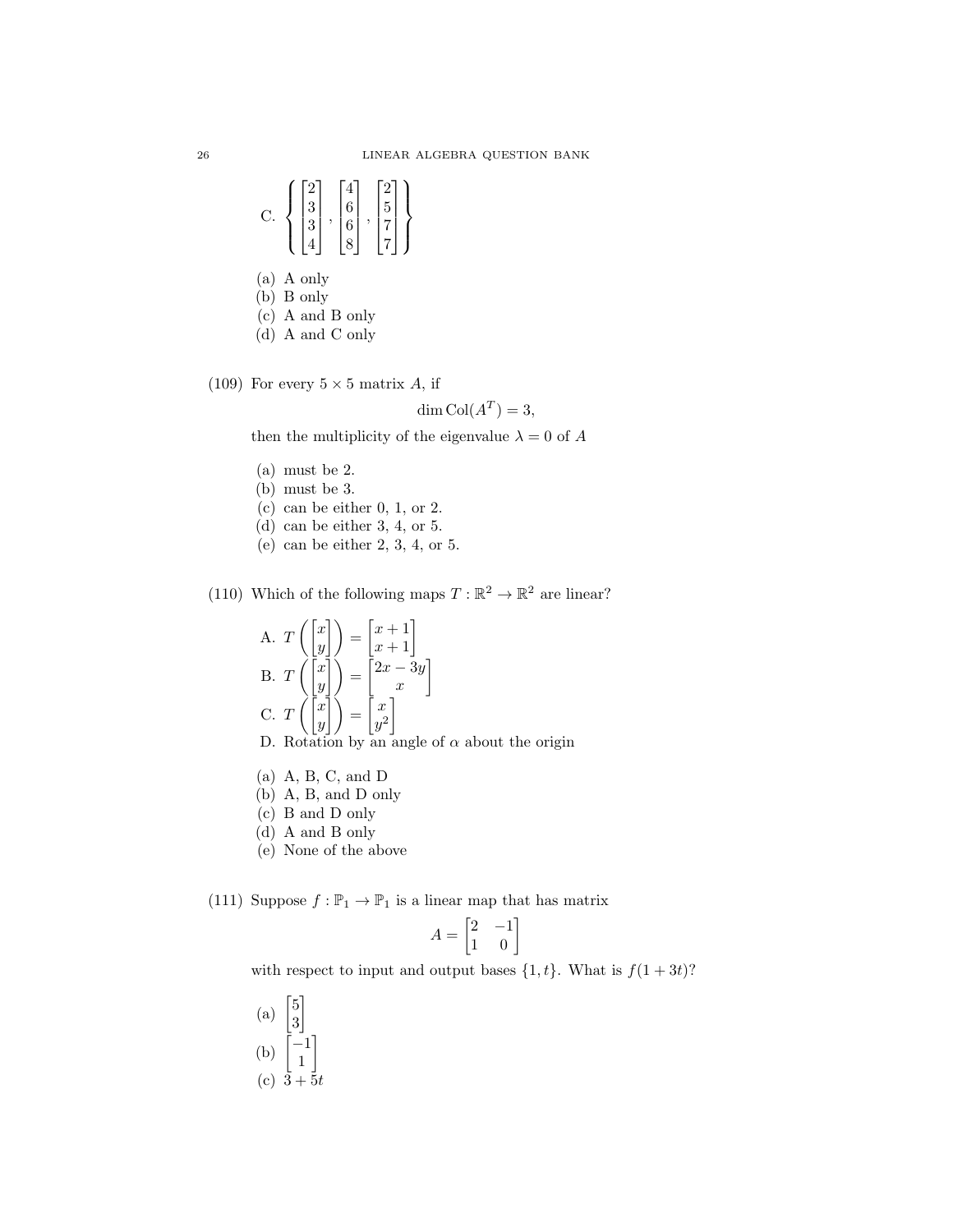C. $\left\{ \begin{bmatrix} 2 \\ 3 \\ 3 \\ 4 \end{bmatrix}, \begin{bmatrix} 4 \\ 6 \\ 6 \\ 8 \end{bmatrix}, \begin{bmatrix} 2 \\ 5 \\ 7 \\ 7 \end{bmatrix} \right\}$

(a) A only
(b) B only
(c) A and B only
(d) A and C only

(109) For every $5 \times 5$ matrix $A$, if

$$\dim \operatorname{Col}(A^T) = 3,$$

then the multiplicity of the eigenvalue $\lambda = 0$ of $A$

(a) must be 2.
(b) must be 3.
(c) can be either 0, 1, or 2.
(d) can be either 3, 4, or 5.
(e) can be either 2, 3, 4, or 5.

(110) Which of the following maps $T : \mathbb{R}^2 \to \mathbb{R}^2$ are linear?

A. $T\left(\begin{bmatrix} x \\ y \end{bmatrix}\right) = \begin{bmatrix} x+1 \\ x+1 \end{bmatrix}$

B. $T\left(\begin{bmatrix} x \\ y \end{bmatrix}\right) = \begin{bmatrix} 2x - 3y \\ x \end{bmatrix}$

C. $T\left(\begin{bmatrix} x \\ y \end{bmatrix}\right) = \begin{bmatrix} x \\ y^2 \end{bmatrix}$

D. Rotation by an angle of $\alpha$ about the origin

(a) A, B, C, and D
(b) A, B, and D only
(c) B and D only
(d) A and B only
(e) None of the above

(111) Suppose $f : \mathbb{P}_1 \to \mathbb{P}_1$ is a linear map that has matrix

$$A = \begin{bmatrix} 2 & -1 \\ 1 & 0 \end{bmatrix}$$

with respect to input and output bases $\{1, t\}$. What is $f(1 + 3t)$?

(a) $\begin{bmatrix} 5 \\ 3 \end{bmatrix}$

(b) $\begin{bmatrix} -1 \\ 1 \end{bmatrix}$

(c) $3 + 5t$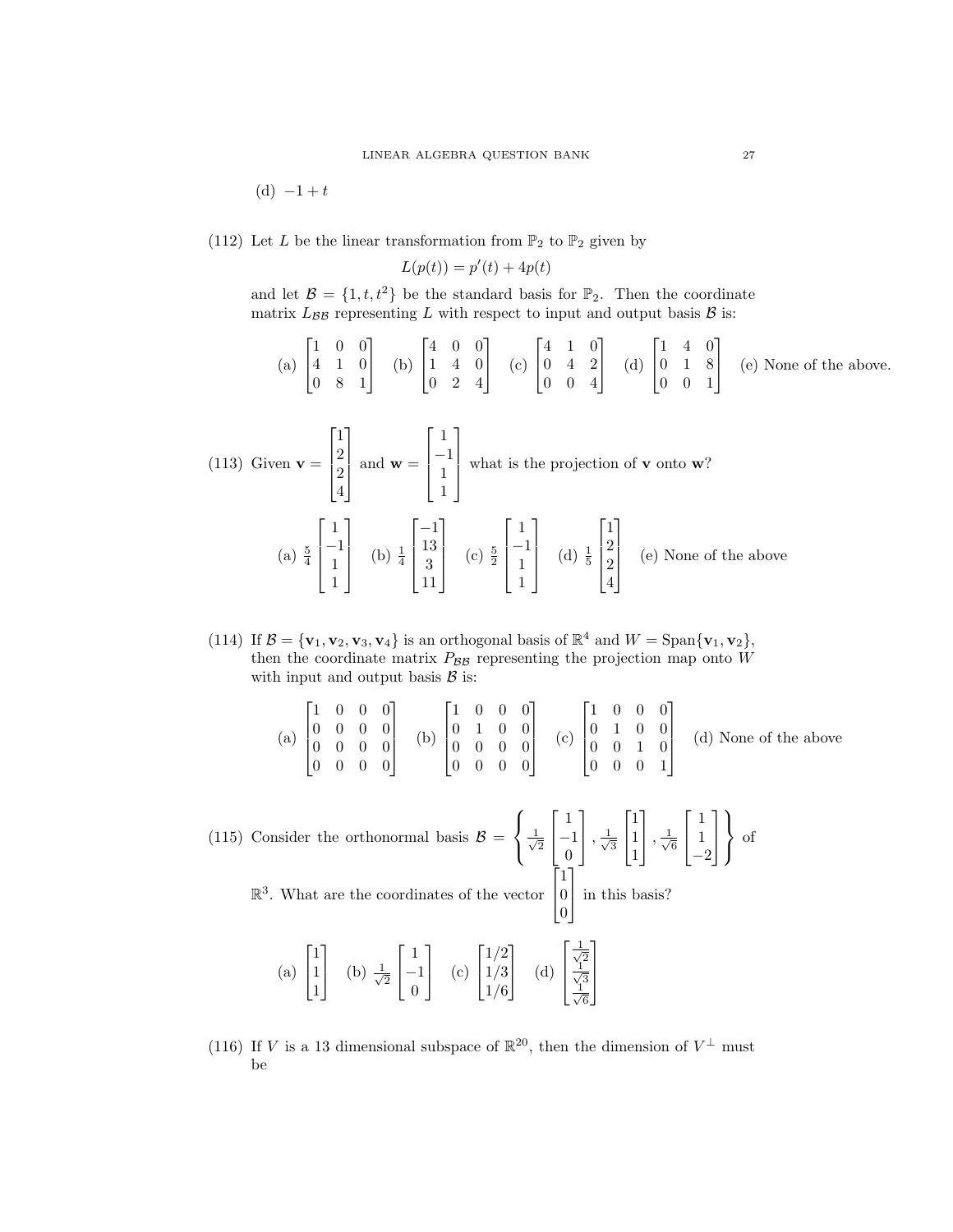(d) $-1+t$

(112) Let $L$ be the linear transformation from $\mathbb{P}_2$ to $\mathbb{P}_2$ given by

$$L(p(t)) = p'(t) + 4p(t)$$

and let $\mathcal{B} = \{1, t, t^2\}$ be the standard basis for $\mathbb{P}_2$. Then the coordinate matrix $L_{\mathcal{B}\mathcal{B}}$ representing $L$ with respect to input and output basis $\mathcal{B}$ is:

(a) $\begin{bmatrix} 1 & 0 & 0 \\ 4 & 1 & 0 \\ 0 & 8 & 1 \end{bmatrix}$ (b) $\begin{bmatrix} 4 & 0 & 0 \\ 1 & 4 & 0 \\ 0 & 2 & 4 \end{bmatrix}$ (c) $\begin{bmatrix} 4 & 1 & 0 \\ 0 & 4 & 2 \\ 0 & 0 & 4 \end{bmatrix}$ (d) $\begin{bmatrix} 1 & 4 & 0 \\ 0 & 1 & 8 \\ 0 & 0 & 1 \end{bmatrix}$ (e) None of the above.

(113) Given $\mathbf{v} = \begin{bmatrix} 1 \\ 2 \\ 2 \\ 4 \end{bmatrix}$ and $\mathbf{w} = \begin{bmatrix} 1 \\ -1 \\ 1 \\ 1 \end{bmatrix}$ what is the projection of $\mathbf{v}$ onto $\mathbf{w}$?

(a) $\frac{5}{4}\begin{bmatrix} 1 \\ -1 \\ 1 \\ 1 \end{bmatrix}$ (b) $\frac{1}{4}\begin{bmatrix} -1 \\ 13 \\ 3 \\ 11 \end{bmatrix}$ (c) $\frac{5}{2}\begin{bmatrix} 1 \\ -1 \\ 1 \\ 1 \end{bmatrix}$ (d) $\frac{1}{5}\begin{bmatrix} 1 \\ 2 \\ 2 \\ 4 \end{bmatrix}$ (e) None of the above

(114) If $\mathcal{B} = \{\mathbf{v}_1, \mathbf{v}_2, \mathbf{v}_3, \mathbf{v}_4\}$ is an orthogonal basis of $\mathbb{R}^4$ and $W = \text{Span}\{\mathbf{v}_1, \mathbf{v}_2\}$, then the coordinate matrix $P_{\mathcal{B}\mathcal{B}}$ representing the projection map onto $W$ with input and output basis $\mathcal{B}$ is:

(a) $\begin{bmatrix} 1 & 0 & 0 & 0 \\ 0 & 0 & 0 & 0 \\ 0 & 0 & 0 & 0 \\ 0 & 0 & 0 & 0 \end{bmatrix}$ (b) $\begin{bmatrix} 1 & 0 & 0 & 0 \\ 0 & 1 & 0 & 0 \\ 0 & 0 & 0 & 0 \\ 0 & 0 & 0 & 0 \end{bmatrix}$ (c) $\begin{bmatrix} 1 & 0 & 0 & 0 \\ 0 & 1 & 0 & 0 \\ 0 & 0 & 1 & 0 \\ 0 & 0 & 0 & 1 \end{bmatrix}$ (d) None of the above

(115) Consider the orthonormal basis $\mathcal{B} = \left\{ \frac{1}{\sqrt{2}}\begin{bmatrix} 1 \\ -1 \\ 0 \end{bmatrix}, \frac{1}{\sqrt{3}}\begin{bmatrix} 1 \\ 1 \\ 1 \end{bmatrix}, \frac{1}{\sqrt{6}}\begin{bmatrix} 1 \\ 1 \\ -2 \end{bmatrix} \right\}$ of $\mathbb{R}^3$. What are the coordinates of the vector $\begin{bmatrix} 1 \\ 0 \\ 0 \end{bmatrix}$ in this basis?

(a) $\begin{bmatrix} 1 \\ 1 \\ 1 \end{bmatrix}$ (b) $\frac{1}{\sqrt{2}}\begin{bmatrix} 1 \\ -1 \\ 0 \end{bmatrix}$ (c) $\begin{bmatrix} 1/2 \\ 1/3 \\ 1/6 \end{bmatrix}$ (d) $\begin{bmatrix} \frac{1}{\sqrt{2}} \\ \frac{1}{\sqrt{3}} \\ \frac{1}{\sqrt{6}} \end{bmatrix}$

(116) If $V$ is a 13 dimensional subspace of $\mathbb{R}^{20}$, then the dimension of $V^\perp$ must be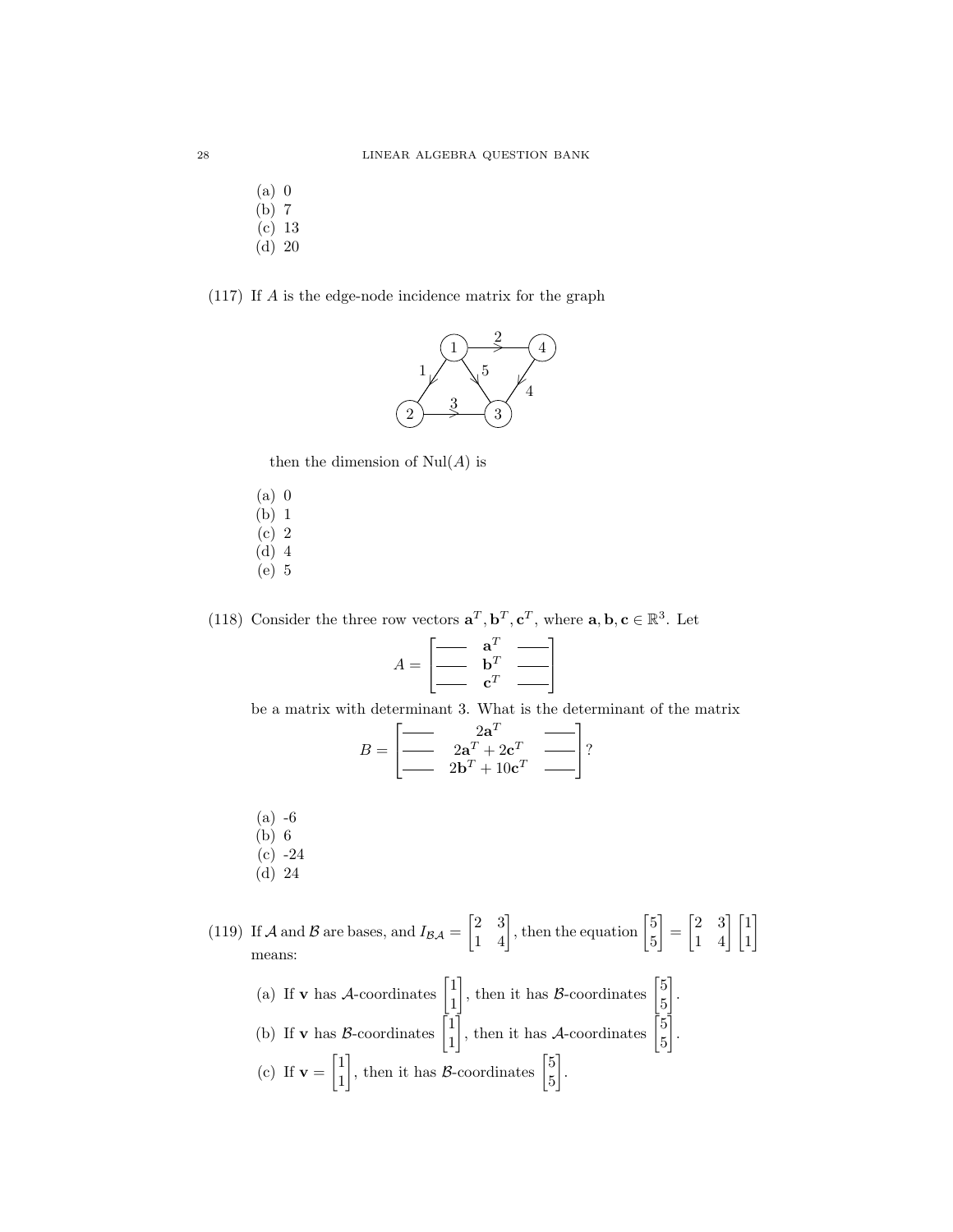(a) 0
(b) 7
(c) 13
(d) 20

(117) If $A$ is the edge-node incidence matrix for the graph

then the dimension of Nul($A$) is

(a) 0
(b) 1
(c) 2
(d) 4
(e) 5

(118) Consider the three row vectors $\mathbf{a}^T, \mathbf{b}^T, \mathbf{c}^T$, where $\mathbf{a}, \mathbf{b}, \mathbf{c} \in \mathbb{R}^3$. Let

$$A = \begin{bmatrix} \text{——} & \mathbf{a}^T & \text{——} \\ \text{——} & \mathbf{b}^T & \text{——} \\ \text{——} & \mathbf{c}^T & \text{——} \end{bmatrix}$$

be a matrix with determinant 3. What is the determinant of the matrix

$$B = \begin{bmatrix} \text{——} & 2\mathbf{a}^T & \text{——} \\ \text{——} & 2\mathbf{a}^T + 2\mathbf{c}^T & \text{——} \\ \text{——} & 2\mathbf{b}^T + 10\mathbf{c}^T & \text{——} \end{bmatrix}?$$

(a) -6
(b) 6
(c) -24
(d) 24

(119) If $\mathcal{A}$ and $\mathcal{B}$ are bases, and $I_{\mathcal{B}\mathcal{A}} = \begin{bmatrix} 2 & 3 \\ 1 & 4 \end{bmatrix}$, then the equation $\begin{bmatrix} 5 \\ 5 \end{bmatrix} = \begin{bmatrix} 2 & 3 \\ 1 & 4 \end{bmatrix} \begin{bmatrix} 1 \\ 1 \end{bmatrix}$ means:

(a) If $\mathbf{v}$ has $\mathcal{A}$-coordinates $\begin{bmatrix} 1 \\ 1 \end{bmatrix}$, then it has $\mathcal{B}$-coordinates $\begin{bmatrix} 5 \\ 5 \end{bmatrix}$.
(b) If $\mathbf{v}$ has $\mathcal{B}$-coordinates $\begin{bmatrix} 1 \\ 1 \end{bmatrix}$, then it has $\mathcal{A}$-coordinates $\begin{bmatrix} 5 \\ 5 \end{bmatrix}$.
(c) If $\mathbf{v} = \begin{bmatrix} 1 \\ 1 \end{bmatrix}$, then it has $\mathcal{B}$-coordinates $\begin{bmatrix} 5 \\ 5 \end{bmatrix}$.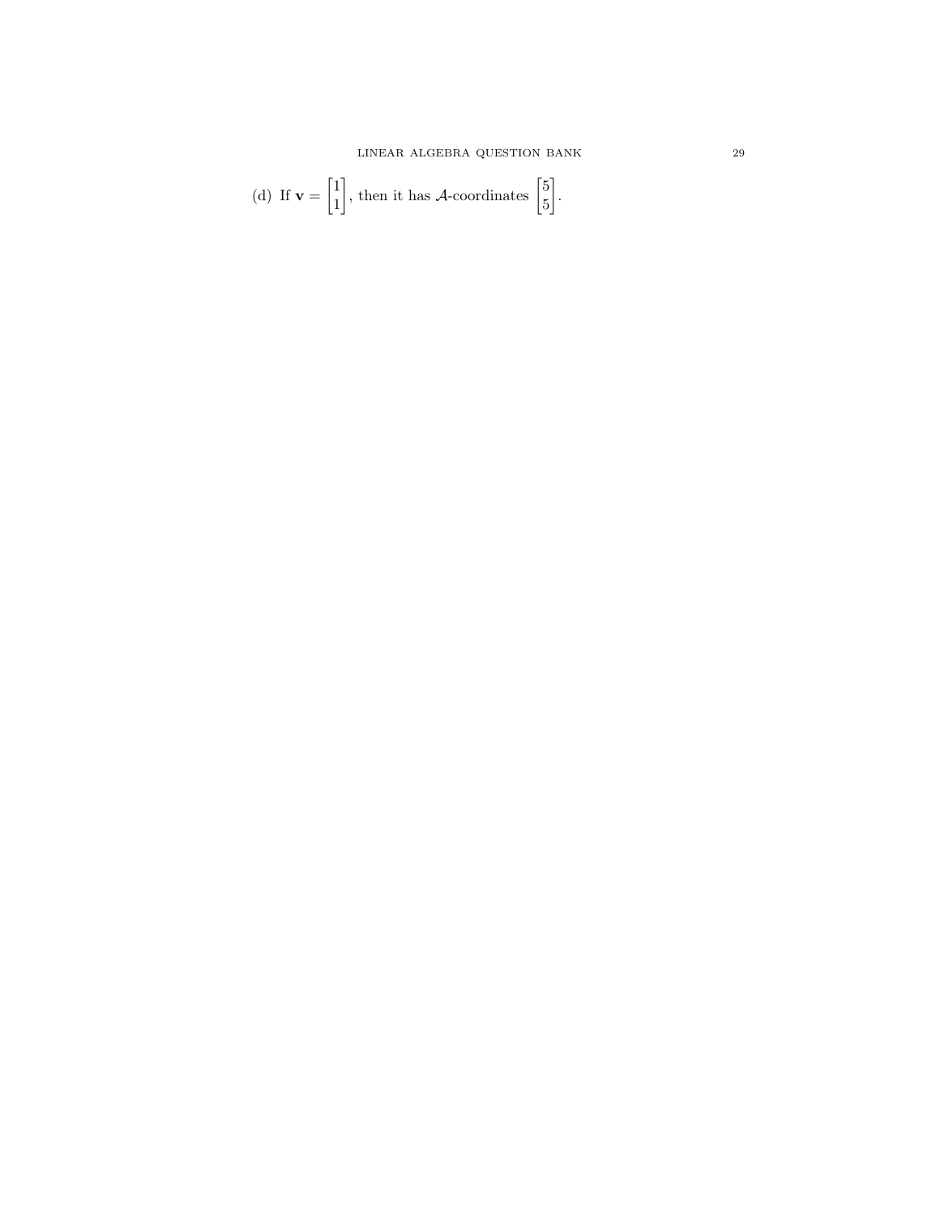(d) If $\mathbf{v} = \begin{bmatrix} 1 \\ 1 \end{bmatrix}$, then it has $\mathcal{A}$-coordinates $\begin{bmatrix} 5 \\ 5 \end{bmatrix}$.